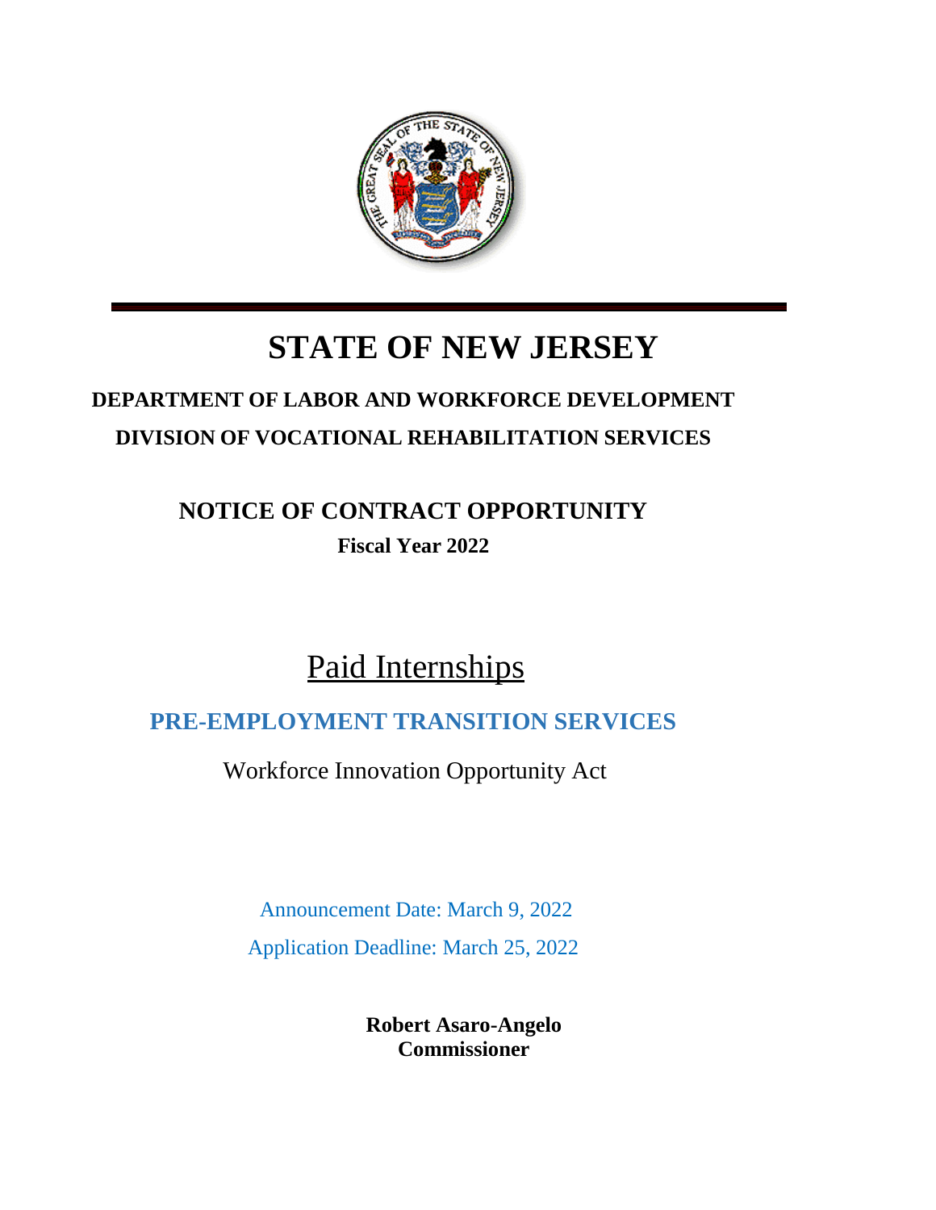# STATE OF NEW JERSEY

## DEPARTMENT OF LABOR AND WORKFORCE DEVELOPMENT

## DIVISION OF VOCATIONAL REHABILITATION SERVICES

## NOTICE OF CONTRACT OPPORTUNITY

**Fiscal Year 2022**

# Paid Internships

## PRE-EMPLOYMENT TRANSITION SERVICES

Workforce Innovation Opportunity Act

Announcement Date: March 9, 2022

Application Deadline: March 25, 2022

**Robert Asaro-Angelo**
**Commissioner**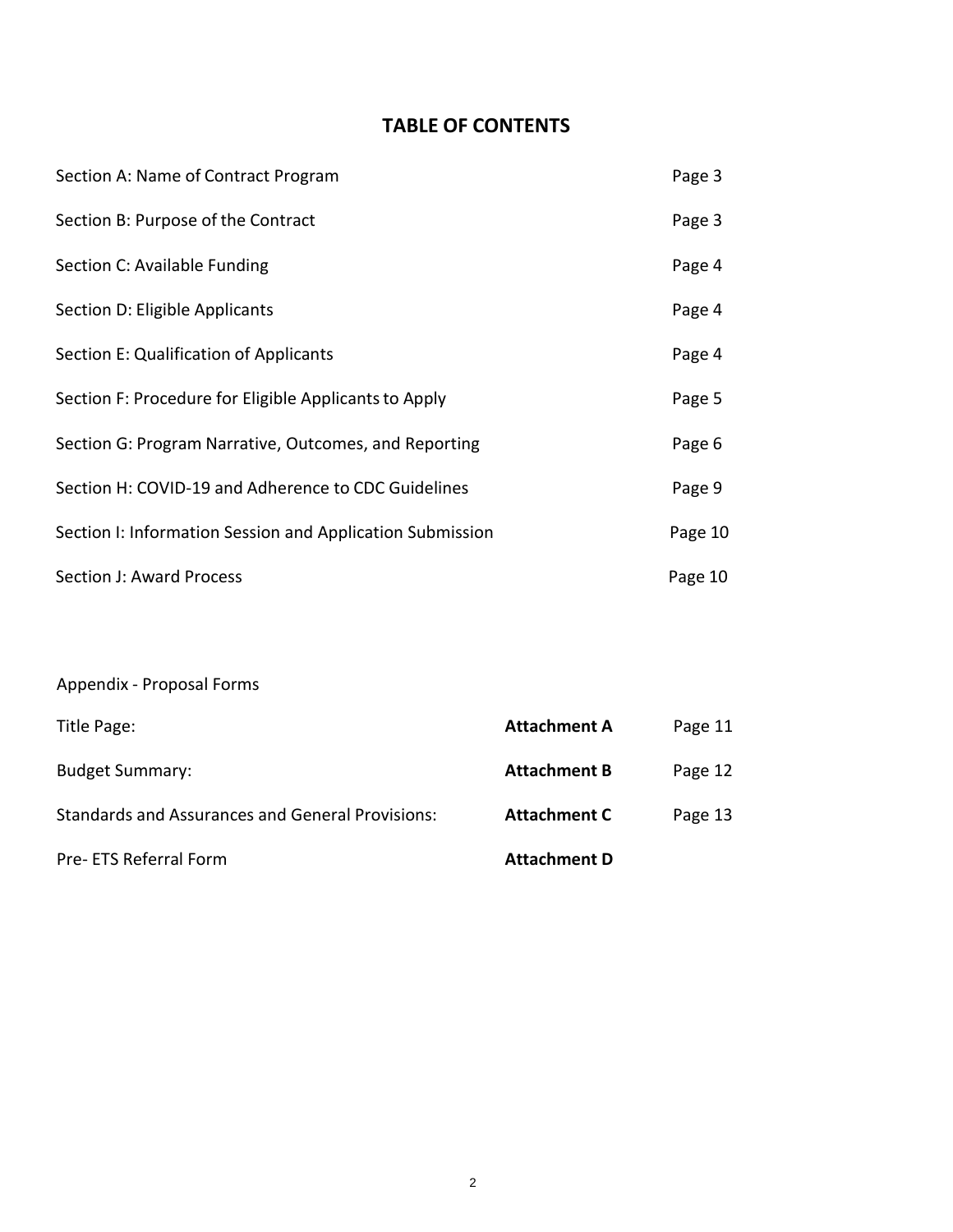# TABLE OF CONTENTS

| | |
|---|---|
| Section A: Name of Contract Program | Page 3 |
| Section B: Purpose of the Contract | Page 3 |
| Section C: Available Funding | Page 4 |
| Section D: Eligible Applicants | Page 4 |
| Section E: Qualification of Applicants | Page 4 |
| Section F: Procedure for Eligible Applicants to Apply | Page 5 |
| Section G: Program Narrative, Outcomes, and Reporting | Page 6 |
| Section H: COVID-19 and Adherence to CDC Guidelines | Page 9 |
| Section I: Information Session and Application Submission | Page 10 |
| Section J: Award Process | Page 10 |

Appendix - Proposal Forms

| | | |
|---|---|---|
| Title Page: | **Attachment A** | Page 11 |
| Budget Summary: | **Attachment B** | Page 12 |
| Standards and Assurances and General Provisions: | **Attachment C** | Page 13 |
| Pre- ETS Referral Form | **Attachment D** | |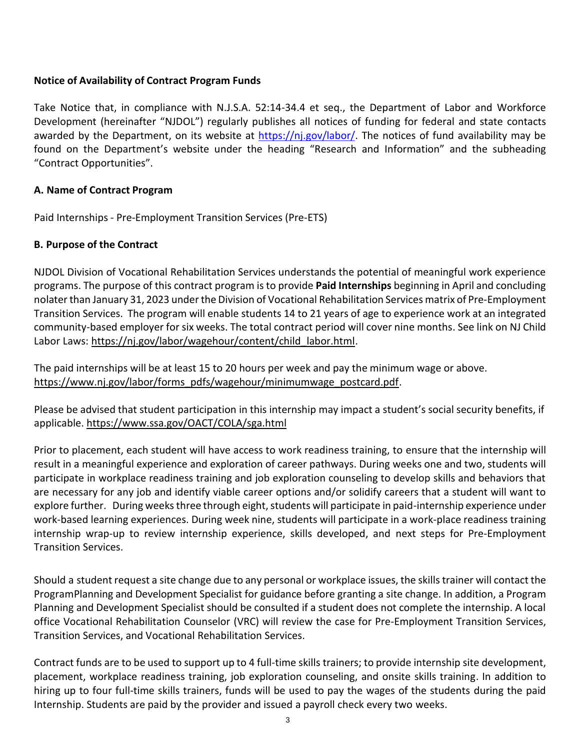**Notice of Availability of Contract Program Funds**

Take Notice that, in compliance with N.J.S.A. 52:14-34.4 et seq., the Department of Labor and Workforce Development (hereinafter "NJDOL") regularly publishes all notices of funding for federal and state contacts awarded by the Department, on its website at https://nj.gov/labor/. The notices of fund availability may be found on the Department's website under the heading "Research and Information" and the subheading "Contract Opportunities".

**A. Name of Contract Program**

Paid Internships - Pre-Employment Transition Services (Pre-ETS)

**B. Purpose of the Contract**

NJDOL Division of Vocational Rehabilitation Services understands the potential of meaningful work experience programs. The purpose of this contract program is to provide **Paid Internships** beginning in April and concluding nolater than January 31, 2023 under the Division of Vocational Rehabilitation Services matrix of Pre-Employment Transition Services. The program will enable students 14 to 21 years of age to experience work at an integrated community-based employer for six weeks. The total contract period will cover nine months. See link on NJ Child Labor Laws: https://nj.gov/labor/wagehour/content/child_labor.html.

The paid internships will be at least 15 to 20 hours per week and pay the minimum wage or above. https://www.nj.gov/labor/forms_pdfs/wagehour/minimumwage_postcard.pdf.

Please be advised that student participation in this internship may impact a student's social security benefits, if applicable. https://www.ssa.gov/OACT/COLA/sga.html

Prior to placement, each student will have access to work readiness training, to ensure that the internship will result in a meaningful experience and exploration of career pathways. During weeks one and two, students will participate in workplace readiness training and job exploration counseling to develop skills and behaviors that are necessary for any job and identify viable career options and/or solidify careers that a student will want to explore further. During weeks three through eight, students will participate in paid-internship experience under work-based learning experiences. During week nine, students will participate in a work-place readiness training internship wrap-up to review internship experience, skills developed, and next steps for Pre-Employment Transition Services.

Should a student request a site change due to any personal or workplace issues, the skills trainer will contact the ProgramPlanning and Development Specialist for guidance before granting a site change. In addition, a Program Planning and Development Specialist should be consulted if a student does not complete the internship. A local office Vocational Rehabilitation Counselor (VRC) will review the case for Pre-Employment Transition Services, Transition Services, and Vocational Rehabilitation Services.

Contract funds are to be used to support up to 4 full-time skills trainers; to provide internship site development, placement, workplace readiness training, job exploration counseling, and onsite skills training. In addition to hiring up to four full-time skills trainers, funds will be used to pay the wages of the students during the paid Internship. Students are paid by the provider and issued a payroll check every two weeks.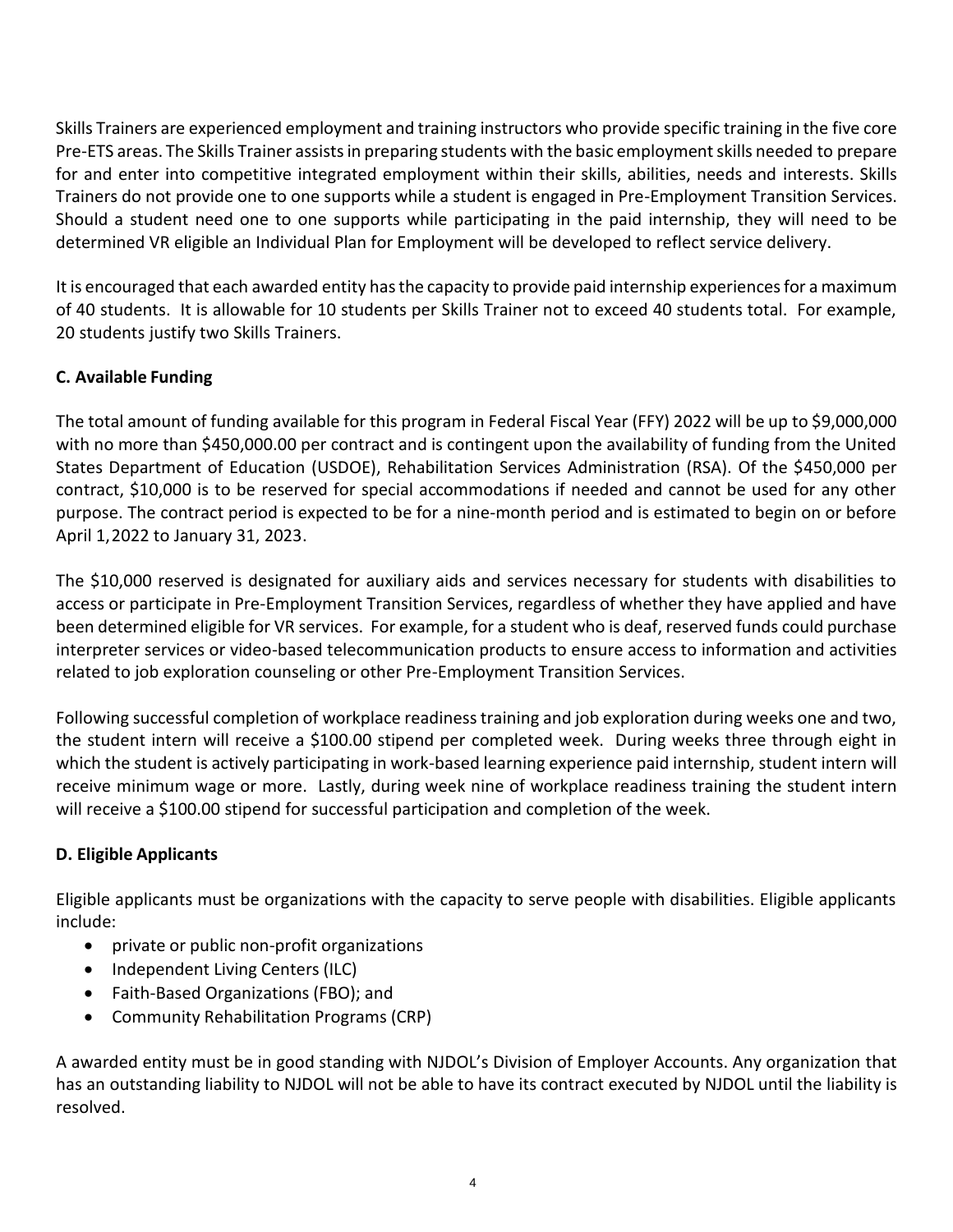Skills Trainers are experienced employment and training instructors who provide specific training in the five core Pre-ETS areas. The Skills Trainer assists in preparing students with the basic employment skills needed to prepare for and enter into competitive integrated employment within their skills, abilities, needs and interests. Skills Trainers do not provide one to one supports while a student is engaged in Pre-Employment Transition Services. Should a student need one to one supports while participating in the paid internship, they will need to be determined VR eligible an Individual Plan for Employment will be developed to reflect service delivery.

It is encouraged that each awarded entity has the capacity to provide paid internship experiences for a maximum of 40 students. It is allowable for 10 students per Skills Trainer not to exceed 40 students total. For example, 20 students justify two Skills Trainers.

### C. Available Funding

The total amount of funding available for this program in Federal Fiscal Year (FFY) 2022 will be up to $9,000,000 with no more than $450,000.00 per contract and is contingent upon the availability of funding from the United States Department of Education (USDOE), Rehabilitation Services Administration (RSA). Of the $450,000 per contract, $10,000 is to be reserved for special accommodations if needed and cannot be used for any other purpose. The contract period is expected to be for a nine-month period and is estimated to begin on or before April 1,2022 to January 31, 2023.

The $10,000 reserved is designated for auxiliary aids and services necessary for students with disabilities to access or participate in Pre-Employment Transition Services, regardless of whether they have applied and have been determined eligible for VR services. For example, for a student who is deaf, reserved funds could purchase interpreter services or video-based telecommunication products to ensure access to information and activities related to job exploration counseling or other Pre-Employment Transition Services.

Following successful completion of workplace readiness training and job exploration during weeks one and two, the student intern will receive a $100.00 stipend per completed week. During weeks three through eight in which the student is actively participating in work-based learning experience paid internship, student intern will receive minimum wage or more. Lastly, during week nine of workplace readiness training the student intern will receive a $100.00 stipend for successful participation and completion of the week.

### D. Eligible Applicants

Eligible applicants must be organizations with the capacity to serve people with disabilities. Eligible applicants include:

- private or public non-profit organizations
- Independent Living Centers (ILC)
- Faith-Based Organizations (FBO); and
- Community Rehabilitation Programs (CRP)

A awarded entity must be in good standing with NJDOL's Division of Employer Accounts. Any organization that has an outstanding liability to NJDOL will not be able to have its contract executed by NJDOL until the liability is resolved.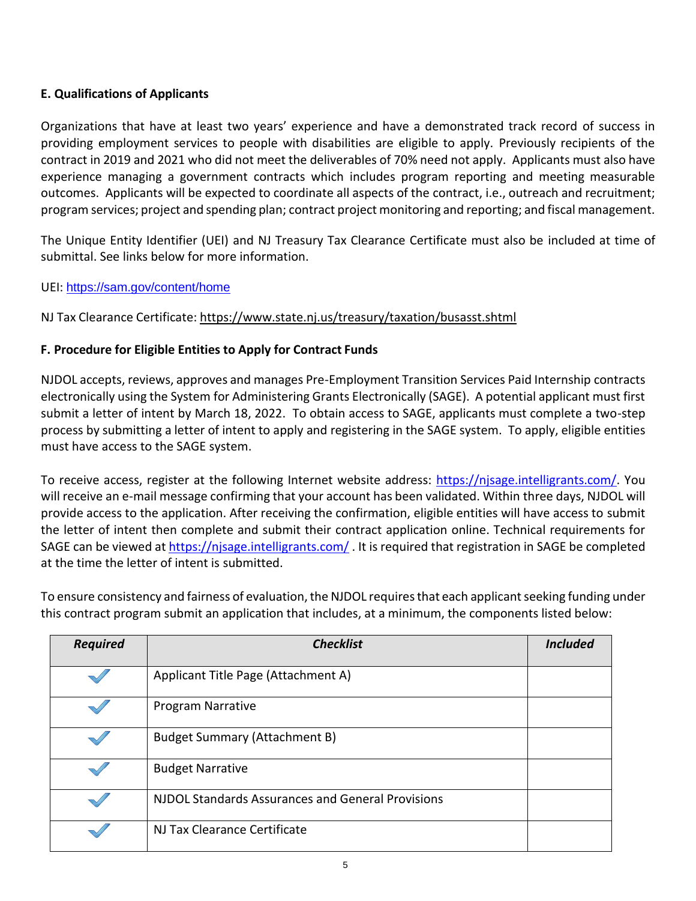**E. Qualifications of Applicants**

Organizations that have at least two years' experience and have a demonstrated track record of success in providing employment services to people with disabilities are eligible to apply. Previously recipients of the contract in 2019 and 2021 who did not meet the deliverables of 70% need not apply. Applicants must also have experience managing a government contracts which includes program reporting and meeting measurable outcomes. Applicants will be expected to coordinate all aspects of the contract, i.e., outreach and recruitment; program services; project and spending plan; contract project monitoring and reporting; and fiscal management.

The Unique Entity Identifier (UEI) and NJ Treasury Tax Clearance Certificate must also be included at time of submittal. See links below for more information.

UEI: https://sam.gov/content/home

NJ Tax Clearance Certificate: https://www.state.nj.us/treasury/taxation/busasst.shtml

**F. Procedure for Eligible Entities to Apply for Contract Funds**

NJDOL accepts, reviews, approves and manages Pre-Employment Transition Services Paid Internship contracts electronically using the System for Administering Grants Electronically (SAGE). A potential applicant must first submit a letter of intent by March 18, 2022. To obtain access to SAGE, applicants must complete a two-step process by submitting a letter of intent to apply and registering in the SAGE system. To apply, eligible entities must have access to the SAGE system.

To receive access, register at the following Internet website address: https://njsage.intelligrants.com/. You will receive an e-mail message confirming that your account has been validated. Within three days, NJDOL will provide access to the application. After receiving the confirmation, eligible entities will have access to submit the letter of intent then complete and submit their contract application online. Technical requirements for SAGE can be viewed at https://njsage.intelligrants.com/ . It is required that registration in SAGE be completed at the time the letter of intent is submitted.

To ensure consistency and fairness of evaluation, the NJDOL requires that each applicant seeking funding under this contract program submit an application that includes, at a minimum, the components listed below:

| *Required* | *Checklist* | *Included* |
|---|---|---|
| ✓ | Applicant Title Page (Attachment A) | |
| ✓ | Program Narrative | |
| ✓ | Budget Summary (Attachment B) | |
| ✓ | Budget Narrative | |
| ✓ | NJDOL Standards Assurances and General Provisions | |
| ✓ | NJ Tax Clearance Certificate | |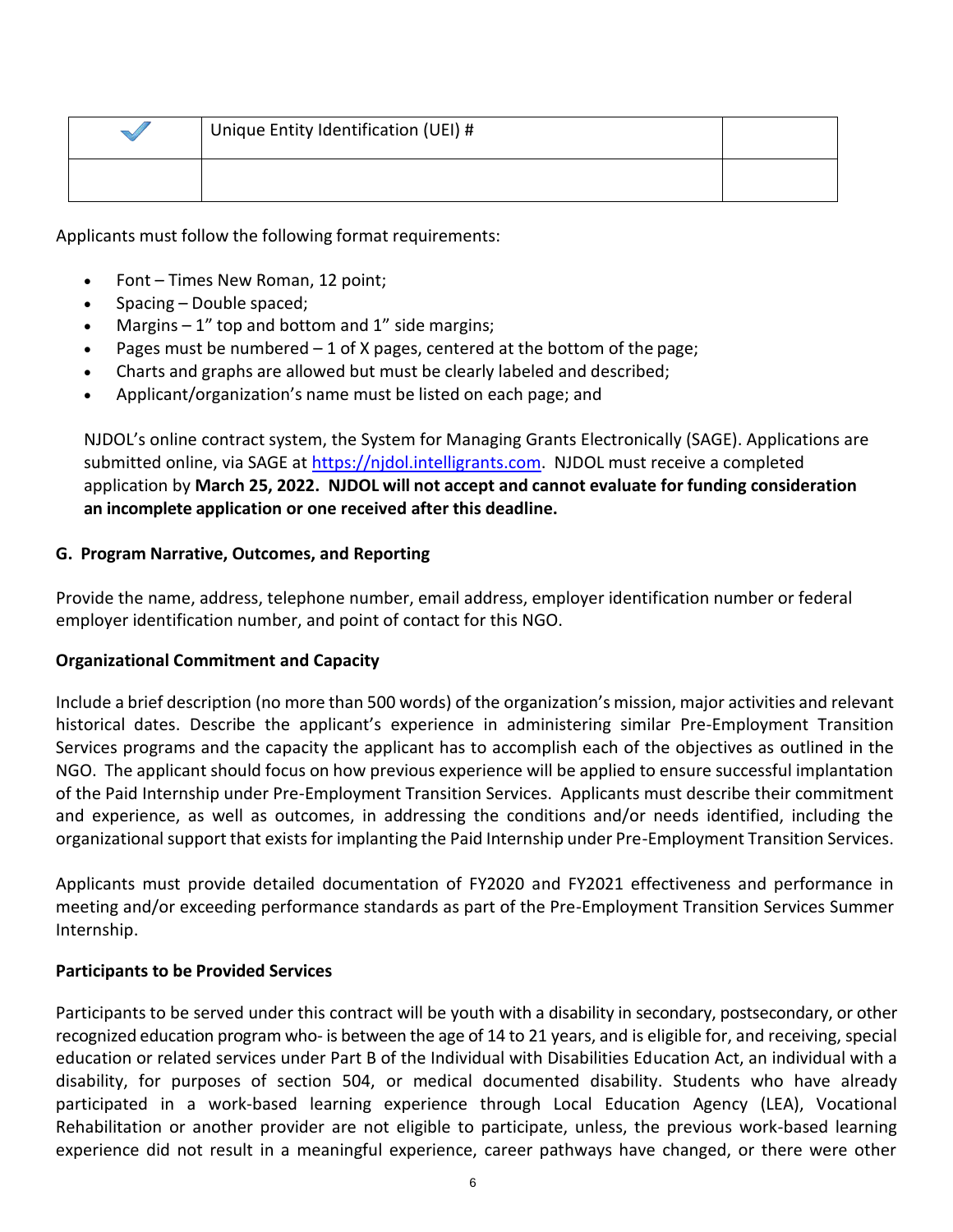| ✓ | Unique Entity Identification (UEI) # | |
|---|---|---|
| | | |

Applicants must follow the following format requirements:

- Font – Times New Roman, 12 point;
- Spacing – Double spaced;
- Margins – 1" top and bottom and 1" side margins;
- Pages must be numbered – 1 of X pages, centered at the bottom of the page;
- Charts and graphs are allowed but must be clearly labeled and described;
- Applicant/organization's name must be listed on each page; and

NJDOL's online contract system, the System for Managing Grants Electronically (SAGE). Applications are submitted online, via SAGE at [https://njdol.intelligrants.com](https://njdol.intelligrants.com). NJDOL must receive a completed application by **March 25, 2022. NJDOL will not accept and cannot evaluate for funding consideration an incomplete application or one received after this deadline.**

**G. Program Narrative, Outcomes, and Reporting**

Provide the name, address, telephone number, email address, employer identification number or federal employer identification number, and point of contact for this NGO.

**Organizational Commitment and Capacity**

Include a brief description (no more than 500 words) of the organization's mission, major activities and relevant historical dates. Describe the applicant's experience in administering similar Pre-Employment Transition Services programs and the capacity the applicant has to accomplish each of the objectives as outlined in the NGO. The applicant should focus on how previous experience will be applied to ensure successful implantation of the Paid Internship under Pre-Employment Transition Services. Applicants must describe their commitment and experience, as well as outcomes, in addressing the conditions and/or needs identified, including the organizational support that exists for implanting the Paid Internship under Pre-Employment Transition Services.

Applicants must provide detailed documentation of FY2020 and FY2021 effectiveness and performance in meeting and/or exceeding performance standards as part of the Pre-Employment Transition Services Summer Internship.

**Participants to be Provided Services**

Participants to be served under this contract will be youth with a disability in secondary, postsecondary, or other recognized education program who- is between the age of 14 to 21 years, and is eligible for, and receiving, special education or related services under Part B of the Individual with Disabilities Education Act, an individual with a disability, for purposes of section 504, or medical documented disability. Students who have already participated in a work-based learning experience through Local Education Agency (LEA), Vocational Rehabilitation or another provider are not eligible to participate, unless, the previous work-based learning experience did not result in a meaningful experience, career pathways have changed, or there were other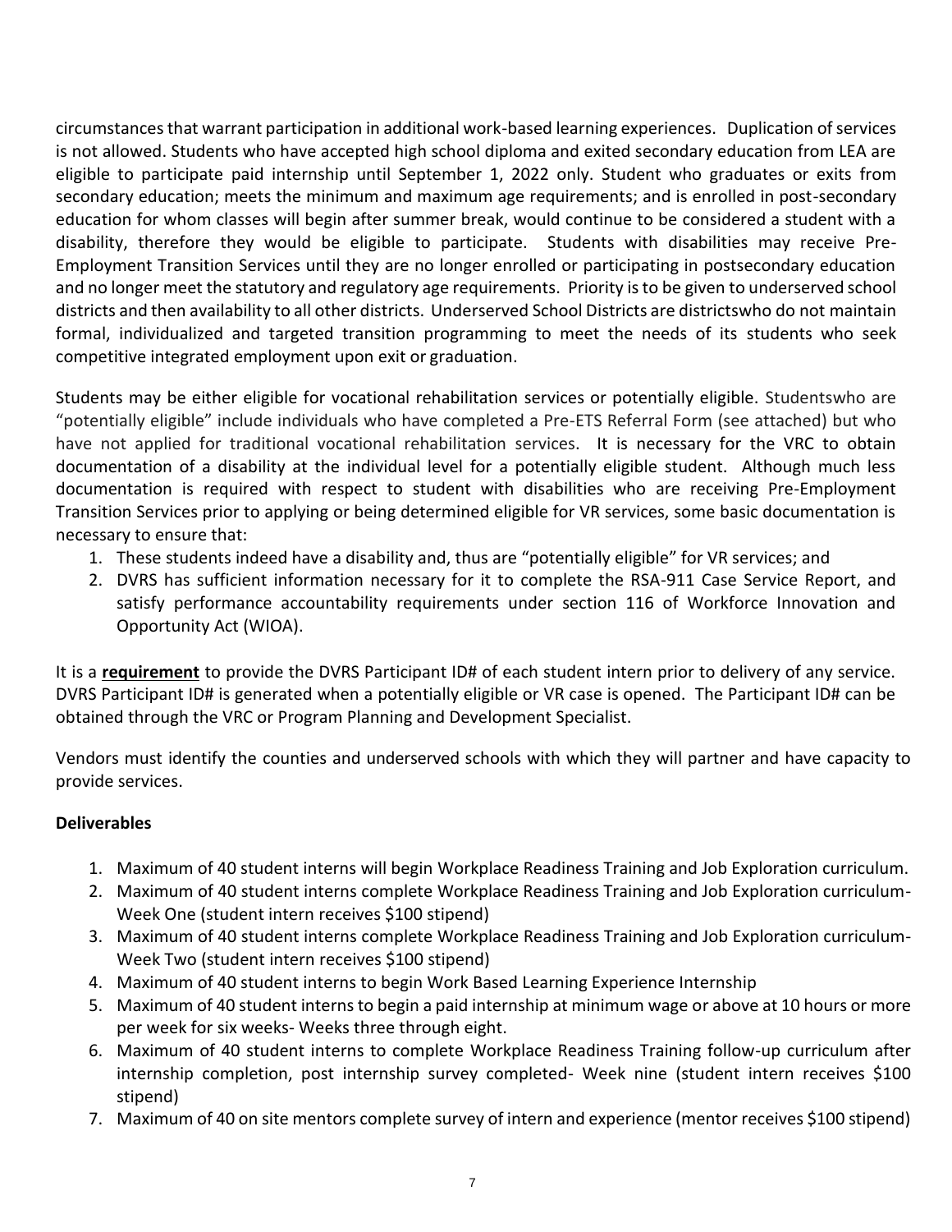circumstances that warrant participation in additional work-based learning experiences. Duplication of services is not allowed. Students who have accepted high school diploma and exited secondary education from LEA are eligible to participate paid internship until September 1, 2022 only. Student who graduates or exits from secondary education; meets the minimum and maximum age requirements; and is enrolled in post-secondary education for whom classes will begin after summer break, would continue to be considered a student with a disability, therefore they would be eligible to participate. Students with disabilities may receive Pre-Employment Transition Services until they are no longer enrolled or participating in postsecondary education and no longer meet the statutory and regulatory age requirements. Priority is to be given to underserved school districts and then availability to all other districts. Underserved School Districts are districtswho do not maintain formal, individualized and targeted transition programming to meet the needs of its students who seek competitive integrated employment upon exit or graduation.

Students may be either eligible for vocational rehabilitation services or potentially eligible. Studentswho are "potentially eligible" include individuals who have completed a Pre-ETS Referral Form (see attached) but who have not applied for traditional vocational rehabilitation services. It is necessary for the VRC to obtain documentation of a disability at the individual level for a potentially eligible student. Although much less documentation is required with respect to student with disabilities who are receiving Pre-Employment Transition Services prior to applying or being determined eligible for VR services, some basic documentation is necessary to ensure that:

1. These students indeed have a disability and, thus are "potentially eligible" for VR services; and
2. DVRS has sufficient information necessary for it to complete the RSA-911 Case Service Report, and satisfy performance accountability requirements under section 116 of Workforce Innovation and Opportunity Act (WIOA).

It is a **requirement** to provide the DVRS Participant ID# of each student intern prior to delivery of any service. DVRS Participant ID# is generated when a potentially eligible or VR case is opened. The Participant ID# can be obtained through the VRC or Program Planning and Development Specialist.

Vendors must identify the counties and underserved schools with which they will partner and have capacity to provide services.

**Deliverables**

1. Maximum of 40 student interns will begin Workplace Readiness Training and Job Exploration curriculum.
2. Maximum of 40 student interns complete Workplace Readiness Training and Job Exploration curriculum-Week One (student intern receives $100 stipend)
3. Maximum of 40 student interns complete Workplace Readiness Training and Job Exploration curriculum-Week Two (student intern receives $100 stipend)
4. Maximum of 40 student interns to begin Work Based Learning Experience Internship
5. Maximum of 40 student interns to begin a paid internship at minimum wage or above at 10 hours or more per week for six weeks- Weeks three through eight.
6. Maximum of 40 student interns to complete Workplace Readiness Training follow-up curriculum after internship completion, post internship survey completed- Week nine (student intern receives $100 stipend)
7. Maximum of 40 on site mentors complete survey of intern and experience (mentor receives $100 stipend)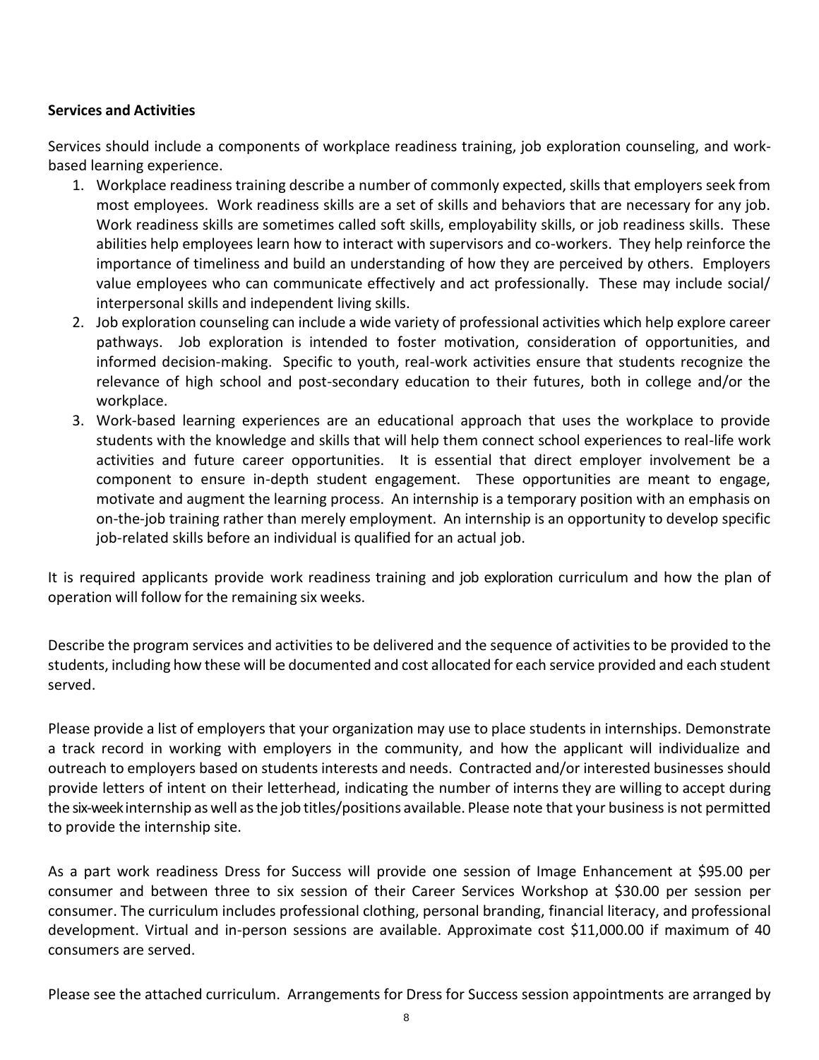**Services and Activities**

Services should include a components of workplace readiness training, job exploration counseling, and work-based learning experience.

1. Workplace readiness training describe a number of commonly expected, skills that employers seek from most employees. Work readiness skills are a set of skills and behaviors that are necessary for any job. Work readiness skills are sometimes called soft skills, employability skills, or job readiness skills. These abilities help employees learn how to interact with supervisors and co-workers. They help reinforce the importance of timeliness and build an understanding of how they are perceived by others. Employers value employees who can communicate effectively and act professionally. These may include social/ interpersonal skills and independent living skills.
2. Job exploration counseling can include a wide variety of professional activities which help explore career pathways. Job exploration is intended to foster motivation, consideration of opportunities, and informed decision-making. Specific to youth, real-work activities ensure that students recognize the relevance of high school and post-secondary education to their futures, both in college and/or the workplace.
3. Work-based learning experiences are an educational approach that uses the workplace to provide students with the knowledge and skills that will help them connect school experiences to real-life work activities and future career opportunities. It is essential that direct employer involvement be a component to ensure in-depth student engagement. These opportunities are meant to engage, motivate and augment the learning process. An internship is a temporary position with an emphasis on on-the-job training rather than merely employment. An internship is an opportunity to develop specific job-related skills before an individual is qualified for an actual job.

It is required applicants provide work readiness training and job exploration curriculum and how the plan of operation will follow for the remaining six weeks.

Describe the program services and activities to be delivered and the sequence of activities to be provided to the students, including how these will be documented and cost allocated for each service provided and each student served.

Please provide a list of employers that your organization may use to place students in internships. Demonstrate a track record in working with employers in the community, and how the applicant will individualize and outreach to employers based on students interests and needs. Contracted and/or interested businesses should provide letters of intent on their letterhead, indicating the number of interns they are willing to accept during the six-week internship as well as the job titles/positions available. Please note that your business is not permitted to provide the internship site.

As a part work readiness Dress for Success will provide one session of Image Enhancement at $95.00 per consumer and between three to six session of their Career Services Workshop at $30.00 per session per consumer. The curriculum includes professional clothing, personal branding, financial literacy, and professional development. Virtual and in-person sessions are available. Approximate cost $11,000.00 if maximum of 40 consumers are served.

Please see the attached curriculum. Arrangements for Dress for Success session appointments are arranged by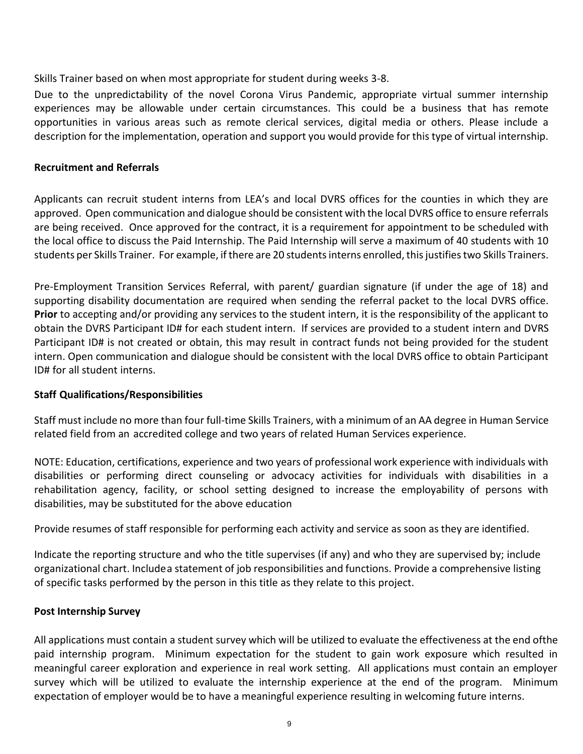Skills Trainer based on when most appropriate for student during weeks 3-8.

Due to the unpredictability of the novel Corona Virus Pandemic, appropriate virtual summer internship experiences may be allowable under certain circumstances. This could be a business that has remote opportunities in various areas such as remote clerical services, digital media or others. Please include a description for the implementation, operation and support you would provide for this type of virtual internship.

**Recruitment and Referrals**

Applicants can recruit student interns from LEA's and local DVRS offices for the counties in which they are approved. Open communication and dialogue should be consistent with the local DVRS office to ensure referrals are being received. Once approved for the contract, it is a requirement for appointment to be scheduled with the local office to discuss the Paid Internship. The Paid Internship will serve a maximum of 40 students with 10 students per Skills Trainer. For example, if there are 20 students interns enrolled, this justifies two Skills Trainers.

Pre-Employment Transition Services Referral, with parent/ guardian signature (if under the age of 18) and supporting disability documentation are required when sending the referral packet to the local DVRS office. **Prior** to accepting and/or providing any services to the student intern, it is the responsibility of the applicant to obtain the DVRS Participant ID# for each student intern. If services are provided to a student intern and DVRS Participant ID# is not created or obtain, this may result in contract funds not being provided for the student intern. Open communication and dialogue should be consistent with the local DVRS office to obtain Participant ID# for all student interns.

**Staff Qualifications/Responsibilities**

Staff must include no more than four full-time Skills Trainers, with a minimum of an AA degree in Human Service related field from an accredited college and two years of related Human Services experience.

NOTE: Education, certifications, experience and two years of professional work experience with individuals with disabilities or performing direct counseling or advocacy activities for individuals with disabilities in a rehabilitation agency, facility, or school setting designed to increase the employability of persons with disabilities, may be substituted for the above education

Provide resumes of staff responsible for performing each activity and service as soon as they are identified.

Indicate the reporting structure and who the title supervises (if any) and who they are supervised by; include organizational chart. Includea statement of job responsibilities and functions. Provide a comprehensive listing of specific tasks performed by the person in this title as they relate to this project.

**Post Internship Survey**

All applications must contain a student survey which will be utilized to evaluate the effectiveness at the end ofthe paid internship program. Minimum expectation for the student to gain work exposure which resulted in meaningful career exploration and experience in real work setting. All applications must contain an employer survey which will be utilized to evaluate the internship experience at the end of the program. Minimum expectation of employer would be to have a meaningful experience resulting in welcoming future interns.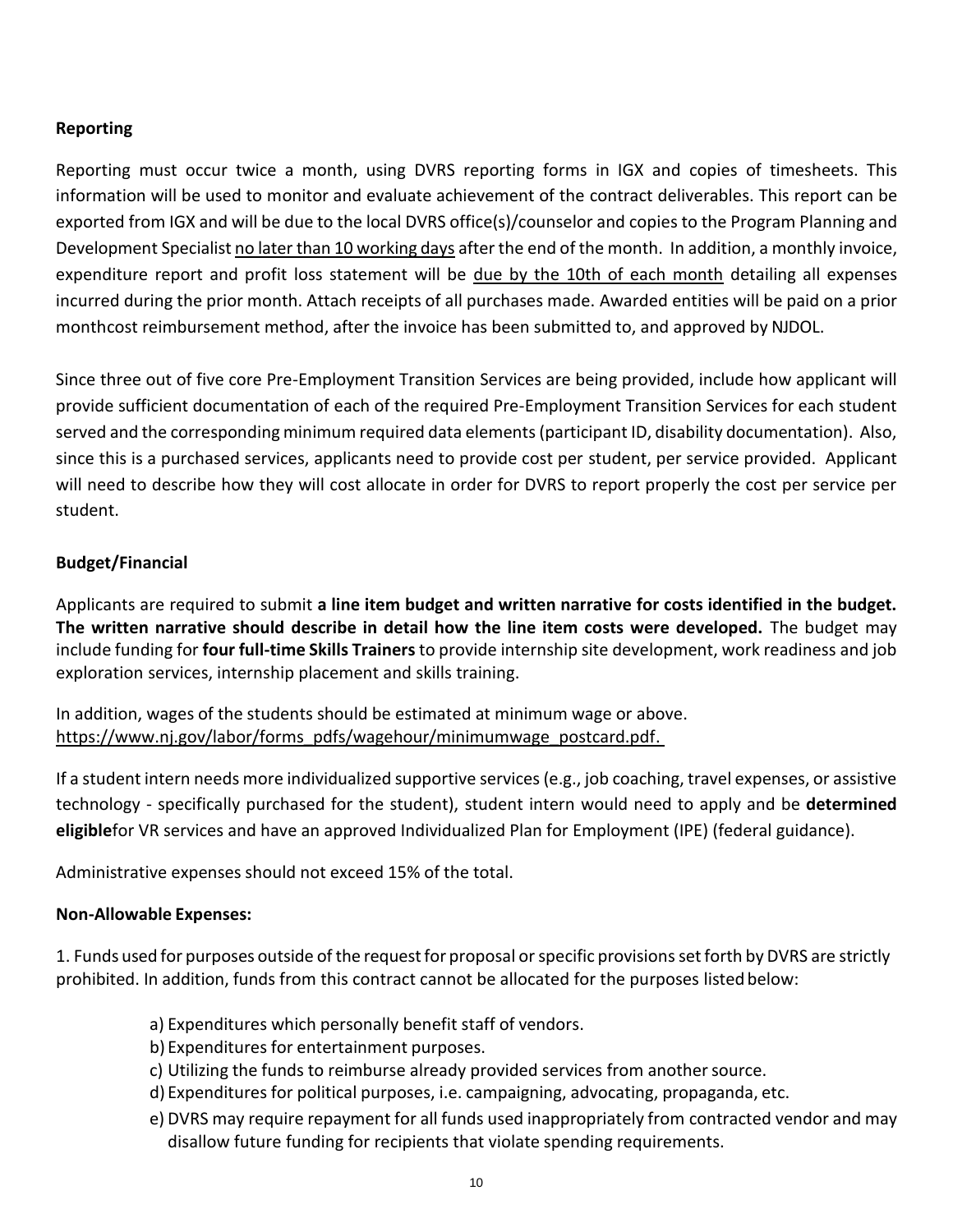**Reporting**

Reporting must occur twice a month, using DVRS reporting forms in IGX and copies of timesheets. This information will be used to monitor and evaluate achievement of the contract deliverables. This report can be exported from IGX and will be due to the local DVRS office(s)/counselor and copies to the Program Planning and Development Specialist no later than 10 working days after the end of the month. In addition, a monthly invoice, expenditure report and profit loss statement will be due by the 10th of each month detailing all expenses incurred during the prior month. Attach receipts of all purchases made. Awarded entities will be paid on a prior monthcost reimbursement method, after the invoice has been submitted to, and approved by NJDOL.

Since three out of five core Pre-Employment Transition Services are being provided, include how applicant will provide sufficient documentation of each of the required Pre-Employment Transition Services for each student served and the corresponding minimum required data elements (participant ID, disability documentation). Also, since this is a purchased services, applicants need to provide cost per student, per service provided. Applicant will need to describe how they will cost allocate in order for DVRS to report properly the cost per service per student.

**Budget/Financial**

Applicants are required to submit **a line item budget and written narrative for costs identified in the budget. The written narrative should describe in detail how the line item costs were developed.** The budget may include funding for **four full-time Skills Trainers** to provide internship site development, work readiness and job exploration services, internship placement and skills training.

In addition, wages of the students should be estimated at minimum wage or above.
https://www.nj.gov/labor/forms_pdfs/wagehour/minimumwage_postcard.pdf.

If a student intern needs more individualized supportive services (e.g., job coaching, travel expenses, or assistive technology - specifically purchased for the student), student intern would need to apply and be **determined eligible**for VR services and have an approved Individualized Plan for Employment (IPE) (federal guidance).

Administrative expenses should not exceed 15% of the total.

**Non-Allowable Expenses:**

1. Funds used for purposes outside of the request for proposal or specific provisions set forth by DVRS are strictly prohibited. In addition, funds from this contract cannot be allocated for the purposes listed below:

a) Expenditures which personally benefit staff of vendors.
b) Expenditures for entertainment purposes.
c) Utilizing the funds to reimburse already provided services from another source.
d) Expenditures for political purposes, i.e. campaigning, advocating, propaganda, etc.
e) DVRS may require repayment for all funds used inappropriately from contracted vendor and may disallow future funding for recipients that violate spending requirements.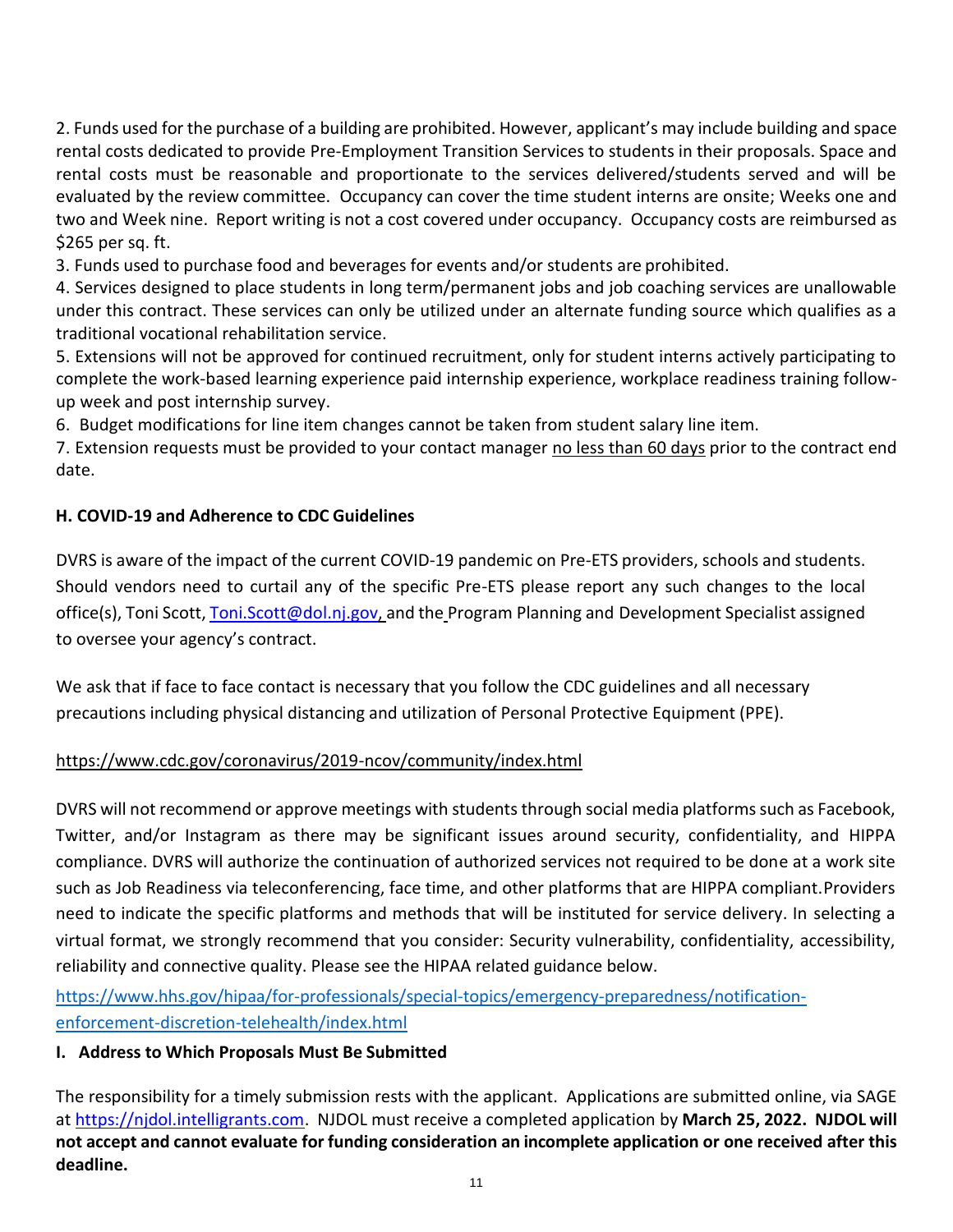2. Funds used for the purchase of a building are prohibited. However, applicant's may include building and space rental costs dedicated to provide Pre-Employment Transition Services to students in their proposals. Space and rental costs must be reasonable and proportionate to the services delivered/students served and will be evaluated by the review committee. Occupancy can cover the time student interns are onsite; Weeks one and two and Week nine. Report writing is not a cost covered under occupancy. Occupancy costs are reimbursed as $265 per sq. ft.

3. Funds used to purchase food and beverages for events and/or students are prohibited.

4. Services designed to place students in long term/permanent jobs and job coaching services are unallowable under this contract. These services can only be utilized under an alternate funding source which qualifies as a traditional vocational rehabilitation service.

5. Extensions will not be approved for continued recruitment, only for student interns actively participating to complete the work-based learning experience paid internship experience, workplace readiness training follow-up week and post internship survey.

6. Budget modifications for line item changes cannot be taken from student salary line item.

7. Extension requests must be provided to your contact manager no less than 60 days prior to the contract end date.

**H. COVID-19 and Adherence to CDC Guidelines**

DVRS is aware of the impact of the current COVID-19 pandemic on Pre-ETS providers, schools and students. Should vendors need to curtail any of the specific Pre-ETS please report any such changes to the local office(s), Toni Scott, Toni.Scott@dol.nj.gov, and the Program Planning and Development Specialist assigned to oversee your agency's contract.

We ask that if face to face contact is necessary that you follow the CDC guidelines and all necessary precautions including physical distancing and utilization of Personal Protective Equipment (PPE).

https://www.cdc.gov/coronavirus/2019-ncov/community/index.html

DVRS will not recommend or approve meetings with students through social media platforms such as Facebook, Twitter, and/or Instagram as there may be significant issues around security, confidentiality, and HIPPA compliance. DVRS will authorize the continuation of authorized services not required to be done at a work site such as Job Readiness via teleconferencing, face time, and other platforms that are HIPPA compliant. Providers need to indicate the specific platforms and methods that will be instituted for service delivery. In selecting a virtual format, we strongly recommend that you consider: Security vulnerability, confidentiality, accessibility, reliability and connective quality. Please see the HIPAA related guidance below.

https://www.hhs.gov/hipaa/for-professionals/special-topics/emergency-preparedness/notification-enforcement-discretion-telehealth/index.html

**I. Address to Which Proposals Must Be Submitted**

The responsibility for a timely submission rests with the applicant. Applications are submitted online, via SAGE at https://njdol.intelligrants.com. NJDOL must receive a completed application by **March 25, 2022. NJDOL will not accept and cannot evaluate for funding consideration an incomplete application or one received after this deadline.**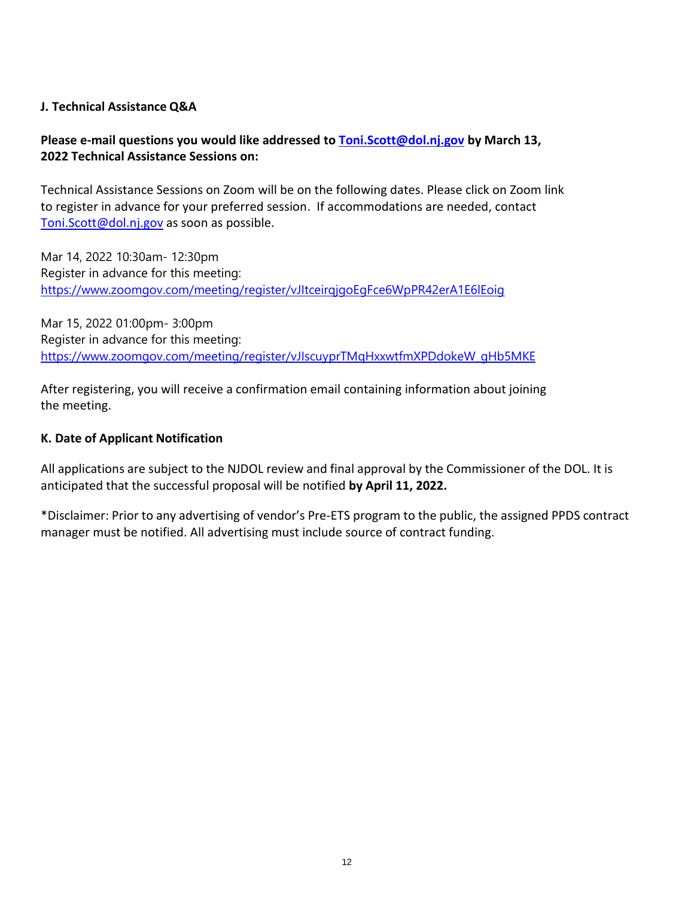### J. Technical Assistance Q&A

**Please e-mail questions you would like addressed to [Toni.Scott@dol.nj.gov](mailto:Toni.Scott@dol.nj.gov) by March 13, 2022 Technical Assistance Sessions on:**

Technical Assistance Sessions on Zoom will be on the following dates. Please click on Zoom link to register in advance for your preferred session. If accommodations are needed, contact [Toni.Scott@dol.nj.gov](mailto:Toni.Scott@dol.nj.gov) as soon as possible.

Mar 14, 2022 10:30am- 12:30pm
Register in advance for this meeting:
https://www.zoomgov.com/meeting/register/vJItceirqjgoEgFce6WpPR42erA1E6lEoig

Mar 15, 2022 01:00pm- 3:00pm
Register in advance for this meeting:
https://www.zoomgov.com/meeting/register/vJIscuyprTMqHxxwtfmXPDdokeW_gHb5MKE

After registering, you will receive a confirmation email containing information about joining the meeting.

### K. Date of Applicant Notification

All applications are subject to the NJDOL review and final approval by the Commissioner of the DOL. It is anticipated that the successful proposal will be notified **by April 11, 2022.**

*Disclaimer: Prior to any advertising of vendor's Pre-ETS program to the public, the assigned PPDS contract manager must be notified. All advertising must include source of contract funding.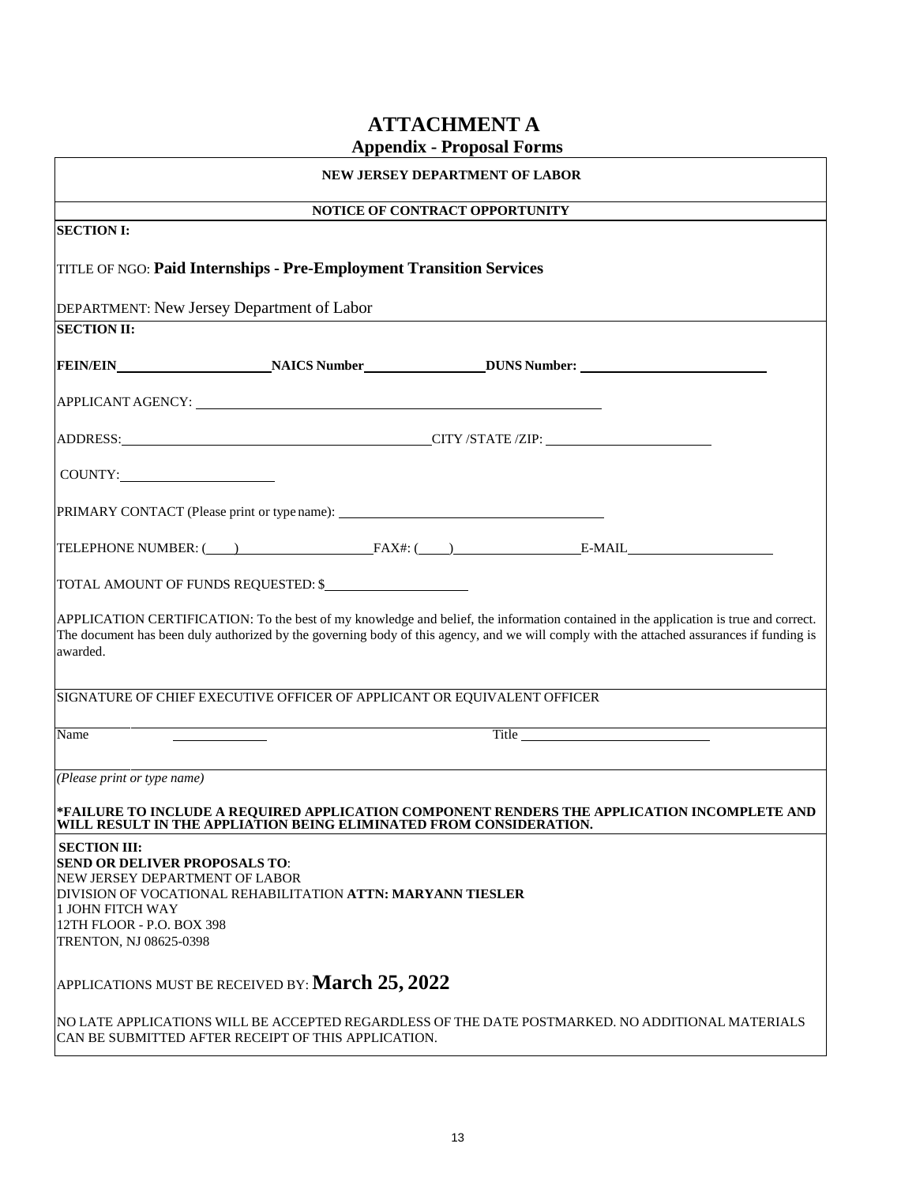# ATTACHMENT A

## Appendix - Proposal Forms

**NEW JERSEY DEPARTMENT OF LABOR**

**NOTICE OF CONTRACT OPPORTUNITY**

**SECTION I:**

TITLE OF NGO: **Paid Internships - Pre-Employment Transition Services**

DEPARTMENT: New Jersey Department of Labor

**SECTION II:**

**FEIN/EIN** ______________________ **NAICS Number** ________________ **DUNS Number:** __________________________

APPLICANT AGENCY: ____________________________________________________________

ADDRESS: ____________________________________________ CITY /STATE /ZIP: _______________________

COUNTY: ______________________

PRIMARY CONTACT (Please print or type name): _____________________________________

TELEPHONE NUMBER: (____) ___________________ FAX#: (____) __________________ E-MAIL ____________________

TOTAL AMOUNT OF FUNDS REQUESTED: $____________________

APPLICATION CERTIFICATION: To the best of my knowledge and belief, the information contained in the application is true and correct. The document has been duly authorized by the governing body of this agency, and we will comply with the attached assurances if funding is awarded.

SIGNATURE OF CHIEF EXECUTIVE OFFICER OF APPLICANT OR EQUIVALENT OFFICER

Name _____________ Title ____________________________

*(Please print or type name)*

**\*FAILURE TO INCLUDE A REQUIRED APPLICATION COMPONENT RENDERS THE APPLICATION INCOMPLETE AND WILL RESULT IN THE APPLIATION BEING ELIMINATED FROM CONSIDERATION.**

**SECTION III:**

**SEND OR DELIVER PROPOSALS TO**:
NEW JERSEY DEPARTMENT OF LABOR
DIVISION OF VOCATIONAL REHABILITATION **ATTN: MARYANN TIESLER**
1 JOHN FITCH WAY
12TH FLOOR - P.O. BOX 398
TRENTON, NJ 08625-0398

APPLICATIONS MUST BE RECEIVED BY: **March 25, 2022**

NO LATE APPLICATIONS WILL BE ACCEPTED REGARDLESS OF THE DATE POSTMARKED. NO ADDITIONAL MATERIALS CAN BE SUBMITTED AFTER RECEIPT OF THIS APPLICATION.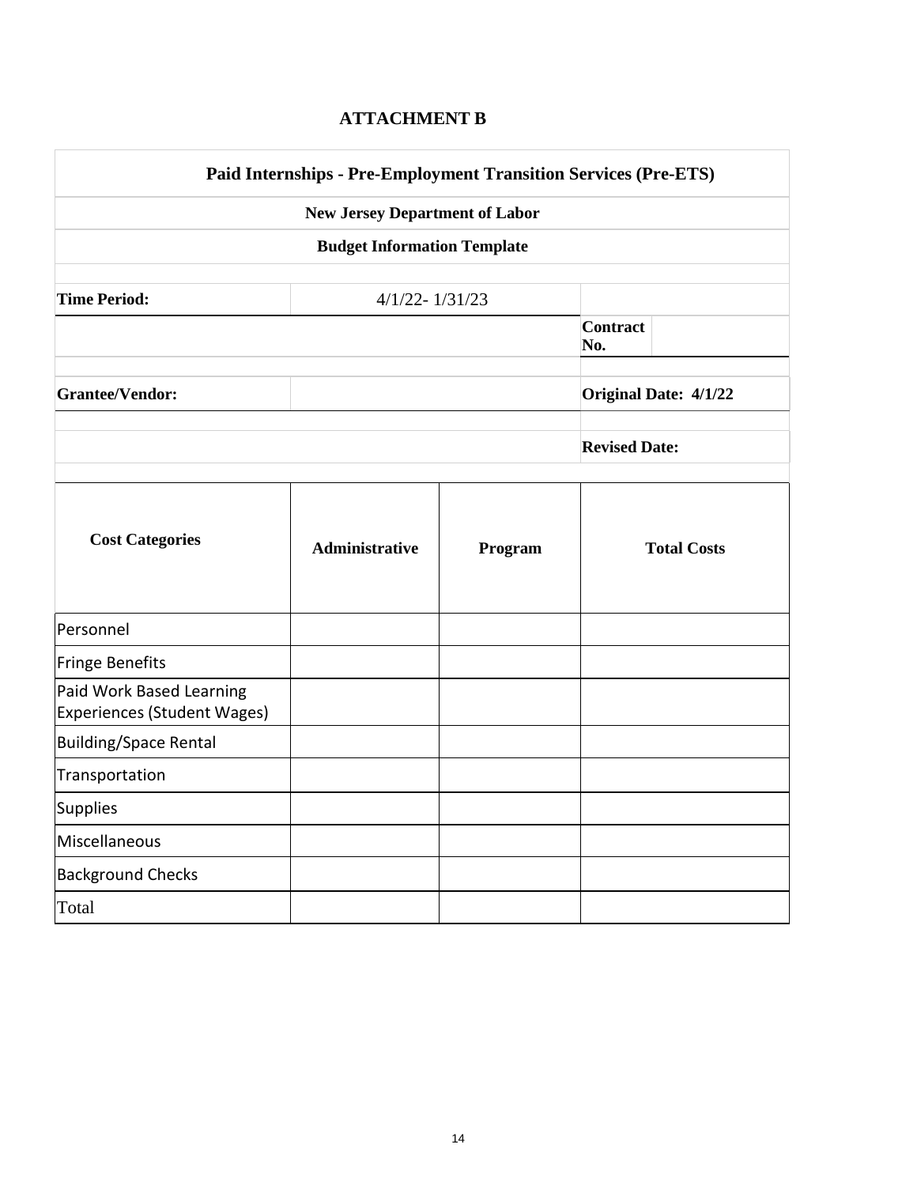# ATTACHMENT B

**Paid Internships - Pre-Employment Transition Services (Pre-ETS)**

**New Jersey Department of Labor**

**Budget Information Template**

| | | | |
|---|---|---|---|
| **Time Period:** | 4/1/22- 1/31/23 | | |
| | | **Contract No.** | |
| **Grantee/Vendor:** | | **Original Date: 4/1/22** | |
| | | **Revised Date:** | |

| Cost Categories | Administrative | Program | Total Costs |
|---|---|---|---|
| Personnel | | | |
| Fringe Benefits | | | |
| Paid Work Based Learning Experiences (Student Wages) | | | |
| Building/Space Rental | | | |
| Transportation | | | |
| Supplies | | | |
| Miscellaneous | | | |
| Background Checks | | | |
| Total | | | |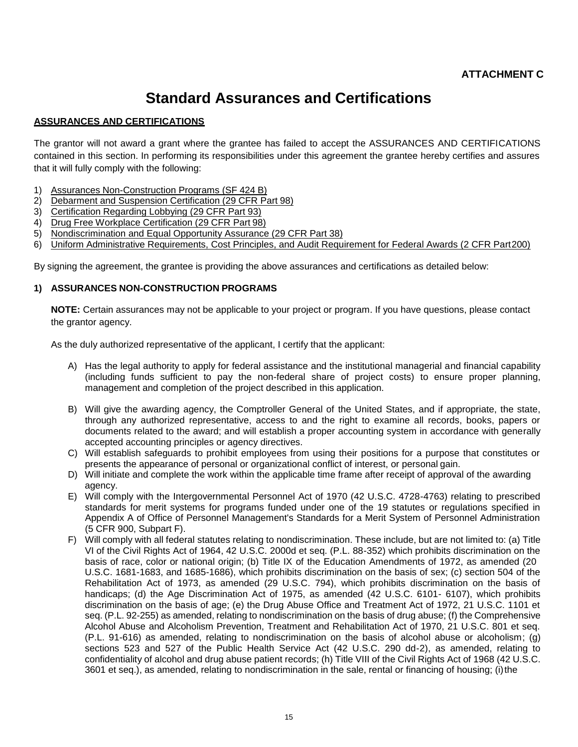**ATTACHMENT C**

# Standard Assurances and Certifications

**ASSURANCES AND CERTIFICATIONS**

The grantor will not award a grant where the grantee has failed to accept the ASSURANCES AND CERTIFICATIONS contained in this section. In performing its responsibilities under this agreement the grantee hereby certifies and assures that it will fully comply with the following:

1) Assurances Non-Construction Programs (SF 424 B)
2) Debarment and Suspension Certification (29 CFR Part 98)
3) Certification Regarding Lobbying (29 CFR Part 93)
4) Drug Free Workplace Certification (29 CFR Part 98)
5) Nondiscrimination and Equal Opportunity Assurance (29 CFR Part 38)
6) Uniform Administrative Requirements, Cost Principles, and Audit Requirement for Federal Awards (2 CFR Part 200)

By signing the agreement, the grantee is providing the above assurances and certifications as detailed below:

**1) ASSURANCES NON-CONSTRUCTION PROGRAMS**

**NOTE:** Certain assurances may not be applicable to your project or program. If you have questions, please contact the grantor agency.

As the duly authorized representative of the applicant, I certify that the applicant:

A) Has the legal authority to apply for federal assistance and the institutional managerial and financial capability (including funds sufficient to pay the non-federal share of project costs) to ensure proper planning, management and completion of the project described in this application.

B) Will give the awarding agency, the Comptroller General of the United States, and if appropriate, the state, through any authorized representative, access to and the right to examine all records, books, papers or documents related to the award; and will establish a proper accounting system in accordance with generally accepted accounting principles or agency directives.

C) Will establish safeguards to prohibit employees from using their positions for a purpose that constitutes or presents the appearance of personal or organizational conflict of interest, or personal gain.

D) Will initiate and complete the work within the applicable time frame after receipt of approval of the awarding agency.

E) Will comply with the Intergovernmental Personnel Act of 1970 (42 U.S.C. 4728-4763) relating to prescribed standards for merit systems for programs funded under one of the 19 statutes or regulations specified in Appendix A of Office of Personnel Management's Standards for a Merit System of Personnel Administration (5 CFR 900, Subpart F).

F) Will comply with all federal statutes relating to nondiscrimination. These include, but are not limited to: (a) Title VI of the Civil Rights Act of 1964, 42 U.S.C. 2000d et seq. (P.L. 88-352) which prohibits discrimination on the basis of race, color or national origin; (b) Title IX of the Education Amendments of 1972, as amended (20 U.S.C. 1681-1683, and 1685-1686), which prohibits discrimination on the basis of sex; (c) section 504 of the Rehabilitation Act of 1973, as amended (29 U.S.C. 794), which prohibits discrimination on the basis of handicaps; (d) the Age Discrimination Act of 1975, as amended (42 U.S.C. 6101- 6107), which prohibits discrimination on the basis of age; (e) the Drug Abuse Office and Treatment Act of 1972, 21 U.S.C. 1101 et seq. (P.L. 92-255) as amended, relating to nondiscrimination on the basis of drug abuse; (f) the Comprehensive Alcohol Abuse and Alcoholism Prevention, Treatment and Rehabilitation Act of 1970, 21 U.S.C. 801 et seq. (P.L. 91-616) as amended, relating to nondiscrimination on the basis of alcohol abuse or alcoholism; (g) sections 523 and 527 of the Public Health Service Act (42 U.S.C. 290 dd-2), as amended, relating to confidentiality of alcohol and drug abuse patient records; (h) Title VIII of the Civil Rights Act of 1968 (42 U.S.C. 3601 et seq.), as amended, relating to nondiscrimination in the sale, rental or financing of housing; (i) the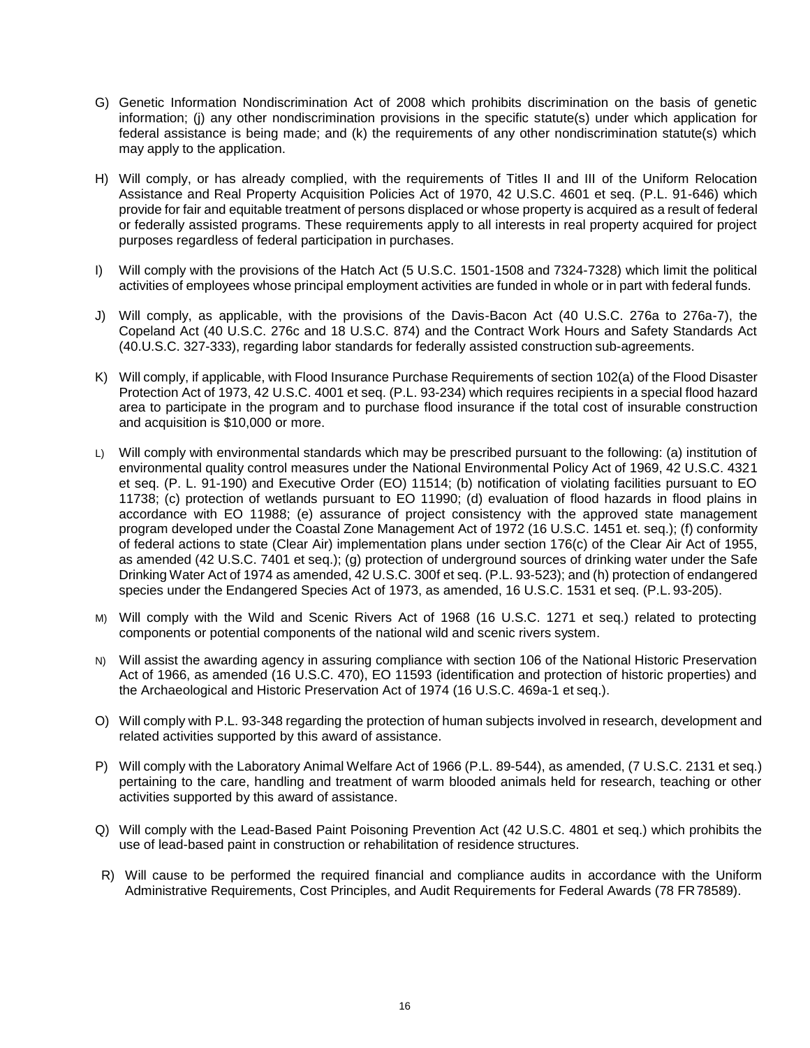G) Genetic Information Nondiscrimination Act of 2008 which prohibits discrimination on the basis of genetic information; (j) any other nondiscrimination provisions in the specific statute(s) under which application for federal assistance is being made; and (k) the requirements of any other nondiscrimination statute(s) which may apply to the application.

H) Will comply, or has already complied, with the requirements of Titles II and III of the Uniform Relocation Assistance and Real Property Acquisition Policies Act of 1970, 42 U.S.C. 4601 et seq. (P.L. 91-646) which provide for fair and equitable treatment of persons displaced or whose property is acquired as a result of federal or federally assisted programs. These requirements apply to all interests in real property acquired for project purposes regardless of federal participation in purchases.

I) Will comply with the provisions of the Hatch Act (5 U.S.C. 1501-1508 and 7324-7328) which limit the political activities of employees whose principal employment activities are funded in whole or in part with federal funds.

J) Will comply, as applicable, with the provisions of the Davis-Bacon Act (40 U.S.C. 276a to 276a-7), the Copeland Act (40 U.S.C. 276c and 18 U.S.C. 874) and the Contract Work Hours and Safety Standards Act (40.U.S.C. 327-333), regarding labor standards for federally assisted construction sub-agreements.

K) Will comply, if applicable, with Flood Insurance Purchase Requirements of section 102(a) of the Flood Disaster Protection Act of 1973, 42 U.S.C. 4001 et seq. (P.L. 93-234) which requires recipients in a special flood hazard area to participate in the program and to purchase flood insurance if the total cost of insurable construction and acquisition is $10,000 or more.

L) Will comply with environmental standards which may be prescribed pursuant to the following: (a) institution of environmental quality control measures under the National Environmental Policy Act of 1969, 42 U.S.C. 4321 et seq. (P. L. 91-190) and Executive Order (EO) 11514; (b) notification of violating facilities pursuant to EO 11738; (c) protection of wetlands pursuant to EO 11990; (d) evaluation of flood hazards in flood plains in accordance with EO 11988; (e) assurance of project consistency with the approved state management program developed under the Coastal Zone Management Act of 1972 (16 U.S.C. 1451 et. seq.); (f) conformity of federal actions to state (Clear Air) implementation plans under section 176(c) of the Clear Air Act of 1955, as amended (42 U.S.C. 7401 et seq.); (g) protection of underground sources of drinking water under the Safe Drinking Water Act of 1974 as amended, 42 U.S.C. 300f et seq. (P.L. 93-523); and (h) protection of endangered species under the Endangered Species Act of 1973, as amended, 16 U.S.C. 1531 et seq. (P.L. 93-205).

M) Will comply with the Wild and Scenic Rivers Act of 1968 (16 U.S.C. 1271 et seq.) related to protecting components or potential components of the national wild and scenic rivers system.

N) Will assist the awarding agency in assuring compliance with section 106 of the National Historic Preservation Act of 1966, as amended (16 U.S.C. 470), EO 11593 (identification and protection of historic properties) and the Archaeological and Historic Preservation Act of 1974 (16 U.S.C. 469a-1 et seq.).

O) Will comply with P.L. 93-348 regarding the protection of human subjects involved in research, development and related activities supported by this award of assistance.

P) Will comply with the Laboratory Animal Welfare Act of 1966 (P.L. 89-544), as amended, (7 U.S.C. 2131 et seq.) pertaining to the care, handling and treatment of warm blooded animals held for research, teaching or other activities supported by this award of assistance.

Q) Will comply with the Lead-Based Paint Poisoning Prevention Act (42 U.S.C. 4801 et seq.) which prohibits the use of lead-based paint in construction or rehabilitation of residence structures.

R) Will cause to be performed the required financial and compliance audits in accordance with the Uniform Administrative Requirements, Cost Principles, and Audit Requirements for Federal Awards (78 FR 78589).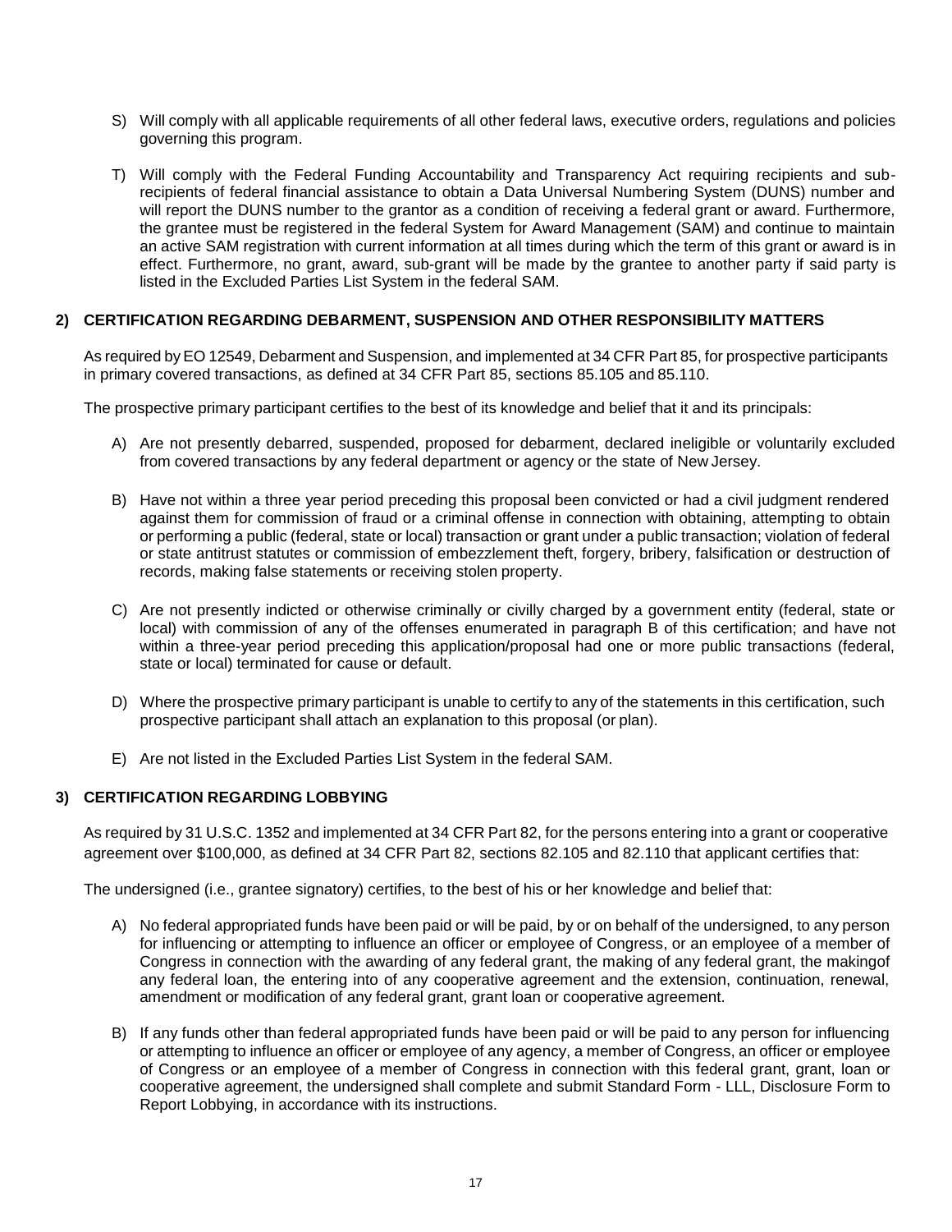S) Will comply with all applicable requirements of all other federal laws, executive orders, regulations and policies governing this program.

T) Will comply with the Federal Funding Accountability and Transparency Act requiring recipients and sub-recipients of federal financial assistance to obtain a Data Universal Numbering System (DUNS) number and will report the DUNS number to the grantor as a condition of receiving a federal grant or award. Furthermore, the grantee must be registered in the federal System for Award Management (SAM) and continue to maintain an active SAM registration with current information at all times during which the term of this grant or award is in effect. Furthermore, no grant, award, sub-grant will be made by the grantee to another party if said party is listed in the Excluded Parties List System in the federal SAM.

## 2) CERTIFICATION REGARDING DEBARMENT, SUSPENSION AND OTHER RESPONSIBILITY MATTERS

As required by EO 12549, Debarment and Suspension, and implemented at 34 CFR Part 85, for prospective participants in primary covered transactions, as defined at 34 CFR Part 85, sections 85.105 and 85.110.

The prospective primary participant certifies to the best of its knowledge and belief that it and its principals:

A) Are not presently debarred, suspended, proposed for debarment, declared ineligible or voluntarily excluded from covered transactions by any federal department or agency or the state of New Jersey.

B) Have not within a three year period preceding this proposal been convicted or had a civil judgment rendered against them for commission of fraud or a criminal offense in connection with obtaining, attempting to obtain or performing a public (federal, state or local) transaction or grant under a public transaction; violation of federal or state antitrust statutes or commission of embezzlement theft, forgery, bribery, falsification or destruction of records, making false statements or receiving stolen property.

C) Are not presently indicted or otherwise criminally or civilly charged by a government entity (federal, state or local) with commission of any of the offenses enumerated in paragraph B of this certification; and have not within a three-year period preceding this application/proposal had one or more public transactions (federal, state or local) terminated for cause or default.

D) Where the prospective primary participant is unable to certify to any of the statements in this certification, such prospective participant shall attach an explanation to this proposal (or plan).

E) Are not listed in the Excluded Parties List System in the federal SAM.

## 3) CERTIFICATION REGARDING LOBBYING

As required by 31 U.S.C. 1352 and implemented at 34 CFR Part 82, for the persons entering into a grant or cooperative agreement over $100,000, as defined at 34 CFR Part 82, sections 82.105 and 82.110 that applicant certifies that:

The undersigned (i.e., grantee signatory) certifies, to the best of his or her knowledge and belief that:

A) No federal appropriated funds have been paid or will be paid, by or on behalf of the undersigned, to any person for influencing or attempting to influence an officer or employee of Congress, or an employee of a member of Congress in connection with the awarding of any federal grant, the making of any federal grant, the makingof any federal loan, the entering into of any cooperative agreement and the extension, continuation, renewal, amendment or modification of any federal grant, grant loan or cooperative agreement.

B) If any funds other than federal appropriated funds have been paid or will be paid to any person for influencing or attempting to influence an officer or employee of any agency, a member of Congress, an officer or employee of Congress or an employee of a member of Congress in connection with this federal grant, grant, loan or cooperative agreement, the undersigned shall complete and submit Standard Form - LLL, Disclosure Form to Report Lobbying, in accordance with its instructions.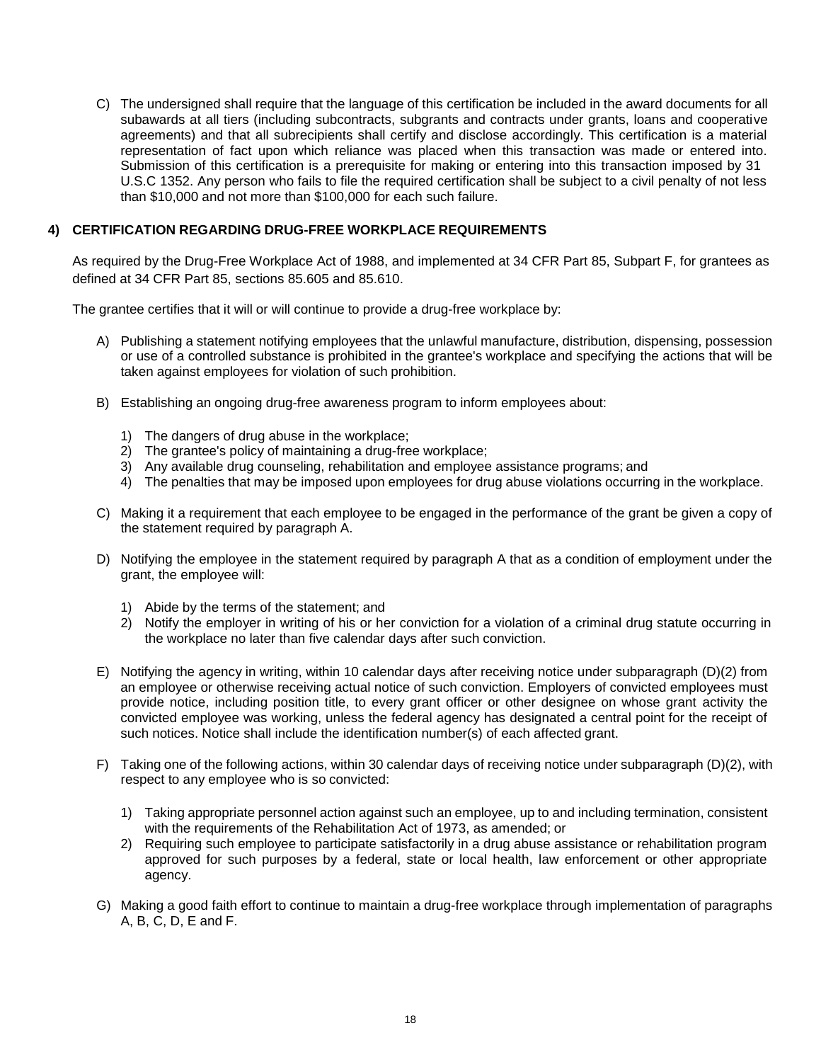C) The undersigned shall require that the language of this certification be included in the award documents for all subawards at all tiers (including subcontracts, subgrants and contracts under grants, loans and cooperative agreements) and that all subrecipients shall certify and disclose accordingly. This certification is a material representation of fact upon which reliance was placed when this transaction was made or entered into. Submission of this certification is a prerequisite for making or entering into this transaction imposed by 31 U.S.C 1352. Any person who fails to file the required certification shall be subject to a civil penalty of not less than $10,000 and not more than $100,000 for each such failure.

### 4) CERTIFICATION REGARDING DRUG-FREE WORKPLACE REQUIREMENTS

As required by the Drug-Free Workplace Act of 1988, and implemented at 34 CFR Part 85, Subpart F, for grantees as defined at 34 CFR Part 85, sections 85.605 and 85.610.

The grantee certifies that it will or will continue to provide a drug-free workplace by:

A) Publishing a statement notifying employees that the unlawful manufacture, distribution, dispensing, possession or use of a controlled substance is prohibited in the grantee's workplace and specifying the actions that will be taken against employees for violation of such prohibition.

B) Establishing an ongoing drug-free awareness program to inform employees about:

1) The dangers of drug abuse in the workplace;
2) The grantee's policy of maintaining a drug-free workplace;
3) Any available drug counseling, rehabilitation and employee assistance programs; and
4) The penalties that may be imposed upon employees for drug abuse violations occurring in the workplace.

C) Making it a requirement that each employee to be engaged in the performance of the grant be given a copy of the statement required by paragraph A.

D) Notifying the employee in the statement required by paragraph A that as a condition of employment under the grant, the employee will:

1) Abide by the terms of the statement; and
2) Notify the employer in writing of his or her conviction for a violation of a criminal drug statute occurring in the workplace no later than five calendar days after such conviction.

E) Notifying the agency in writing, within 10 calendar days after receiving notice under subparagraph (D)(2) from an employee or otherwise receiving actual notice of such conviction. Employers of convicted employees must provide notice, including position title, to every grant officer or other designee on whose grant activity the convicted employee was working, unless the federal agency has designated a central point for the receipt of such notices. Notice shall include the identification number(s) of each affected grant.

F) Taking one of the following actions, within 30 calendar days of receiving notice under subparagraph (D)(2), with respect to any employee who is so convicted:

1) Taking appropriate personnel action against such an employee, up to and including termination, consistent with the requirements of the Rehabilitation Act of 1973, as amended; or
2) Requiring such employee to participate satisfactorily in a drug abuse assistance or rehabilitation program approved for such purposes by a federal, state or local health, law enforcement or other appropriate agency.

G) Making a good faith effort to continue to maintain a drug-free workplace through implementation of paragraphs A, B, C, D, E and F.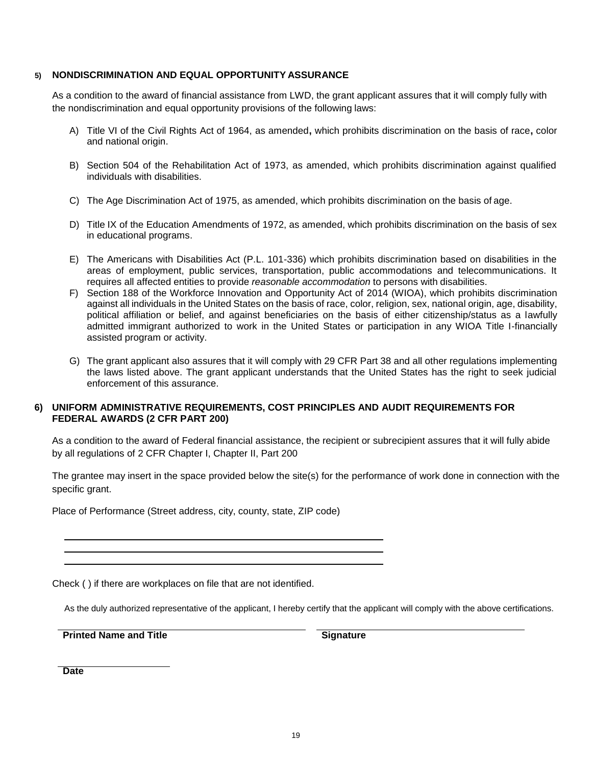**5) NONDISCRIMINATION AND EQUAL OPPORTUNITY ASSURANCE**

As a condition to the award of financial assistance from LWD, the grant applicant assures that it will comply fully with the nondiscrimination and equal opportunity provisions of the following laws:

A) Title VI of the Civil Rights Act of 1964, as amended**,** which prohibits discrimination on the basis of race**,** color and national origin.

B) Section 504 of the Rehabilitation Act of 1973, as amended, which prohibits discrimination against qualified individuals with disabilities.

C) The Age Discrimination Act of 1975, as amended, which prohibits discrimination on the basis of age.

D) Title IX of the Education Amendments of 1972, as amended, which prohibits discrimination on the basis of sex in educational programs.

E) The Americans with Disabilities Act (P.L. 101-336) which prohibits discrimination based on disabilities in the areas of employment, public services, transportation, public accommodations and telecommunications. It requires all affected entities to provide *reasonable accommodation* to persons with disabilities.

F) Section 188 of the Workforce Innovation and Opportunity Act of 2014 (WIOA), which prohibits discrimination against all individuals in the United States on the basis of race, color, religion, sex, national origin, age, disability, political affiliation or belief, and against beneficiaries on the basis of either citizenship/status as a lawfully admitted immigrant authorized to work in the United States or participation in any WIOA Title I-financially assisted program or activity.

G) The grant applicant also assures that it will comply with 29 CFR Part 38 and all other regulations implementing the laws listed above. The grant applicant understands that the United States has the right to seek judicial enforcement of this assurance.

**6) UNIFORM ADMINISTRATIVE REQUIREMENTS, COST PRINCIPLES AND AUDIT REQUIREMENTS FOR FEDERAL AWARDS (2 CFR PART 200)**

As a condition to the award of Federal financial assistance, the recipient or subrecipient assures that it will fully abide by all regulations of 2 CFR Chapter I, Chapter II, Part 200

The grantee may insert in the space provided below the site(s) for the performance of work done in connection with the specific grant.

Place of Performance (Street address, city, county, state, ZIP code)

\_\_\_\_\_\_\_\_\_\_\_\_\_\_\_\_\_\_\_\_\_\_\_\_\_\_\_\_\_\_\_\_\_\_\_\_\_\_\_\_\_\_\_\_\_\_\_\_

\_\_\_\_\_\_\_\_\_\_\_\_\_\_\_\_\_\_\_\_\_\_\_\_\_\_\_\_\_\_\_\_\_\_\_\_\_\_\_\_\_\_\_\_\_\_\_\_

\_\_\_\_\_\_\_\_\_\_\_\_\_\_\_\_\_\_\_\_\_\_\_\_\_\_\_\_\_\_\_\_\_\_\_\_\_\_\_\_\_\_\_\_\_\_\_\_

Check ( ) if there are workplaces on file that are not identified.

As the duly authorized representative of the applicant, I hereby certify that the applicant will comply with the above certifications.

\_\_\_\_\_\_\_\_\_\_\_\_\_\_\_\_\_\_\_\_\_\_\_\_\_\_\_\_\_\_\_\_\_\_\_\_\_\_\_\_ \_\_\_\_\_\_\_\_\_\_\_\_\_\_\_\_\_\_\_\_\_\_\_\_\_\_\_\_\_\_\_\_\_\_\_\_\_\_\_\_

**Printed Name and Title** **Signature**

\_\_\_\_\_\_\_\_\_\_\_\_\_\_\_\_\_\_\_\_

**Date**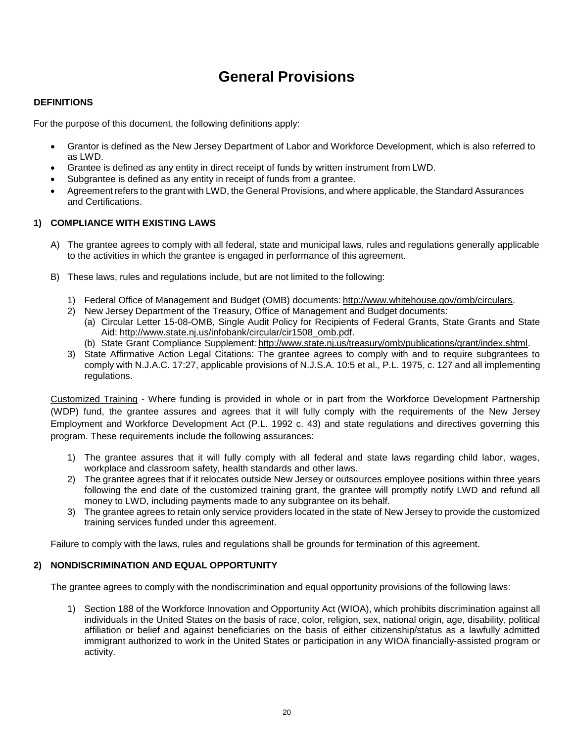# General Provisions

**DEFINITIONS**

For the purpose of this document, the following definitions apply:

- Grantor is defined as the New Jersey Department of Labor and Workforce Development, which is also referred to as LWD.
- Grantee is defined as any entity in direct receipt of funds by written instrument from LWD.
- Subgrantee is defined as any entity in receipt of funds from a grantee.
- Agreement refers to the grant with LWD, the General Provisions, and where applicable, the Standard Assurances and Certifications.

**1) COMPLIANCE WITH EXISTING LAWS**

A) The grantee agrees to comply with all federal, state and municipal laws, rules and regulations generally applicable to the activities in which the grantee is engaged in performance of this agreement.

B) These laws, rules and regulations include, but are not limited to the following:

1) Federal Office of Management and Budget (OMB) documents: http://www.whitehouse.gov/omb/circulars.
2) New Jersey Department of the Treasury, Office of Management and Budget documents:
   (a) Circular Letter 15-08-OMB, Single Audit Policy for Recipients of Federal Grants, State Grants and State Aid: http://www.state.nj.us/infobank/circular/cir1508_omb.pdf.
   (b) State Grant Compliance Supplement: http://www.state.nj.us/treasury/omb/publications/grant/index.shtml.
3) State Affirmative Action Legal Citations: The grantee agrees to comply with and to require subgrantees to comply with N.J.A.C. 17:27, applicable provisions of N.J.S.A. 10:5 et al., P.L. 1975, c. 127 and all implementing regulations.

<u>Customized Training</u> - Where funding is provided in whole or in part from the Workforce Development Partnership (WDP) fund, the grantee assures and agrees that it will fully comply with the requirements of the New Jersey Employment and Workforce Development Act (P.L. 1992 c. 43) and state regulations and directives governing this program. These requirements include the following assurances:

1) The grantee assures that it will fully comply with all federal and state laws regarding child labor, wages, workplace and classroom safety, health standards and other laws.
2) The grantee agrees that if it relocates outside New Jersey or outsources employee positions within three years following the end date of the customized training grant, the grantee will promptly notify LWD and refund all money to LWD, including payments made to any subgrantee on its behalf.
3) The grantee agrees to retain only service providers located in the state of New Jersey to provide the customized training services funded under this agreement.

Failure to comply with the laws, rules and regulations shall be grounds for termination of this agreement.

**2) NONDISCRIMINATION AND EQUAL OPPORTUNITY**

The grantee agrees to comply with the nondiscrimination and equal opportunity provisions of the following laws:

1) Section 188 of the Workforce Innovation and Opportunity Act (WIOA), which prohibits discrimination against all individuals in the United States on the basis of race, color, religion, sex, national origin, age, disability, political affiliation or belief and against beneficiaries on the basis of either citizenship/status as a lawfully admitted immigrant authorized to work in the United States or participation in any WIOA financially-assisted program or activity.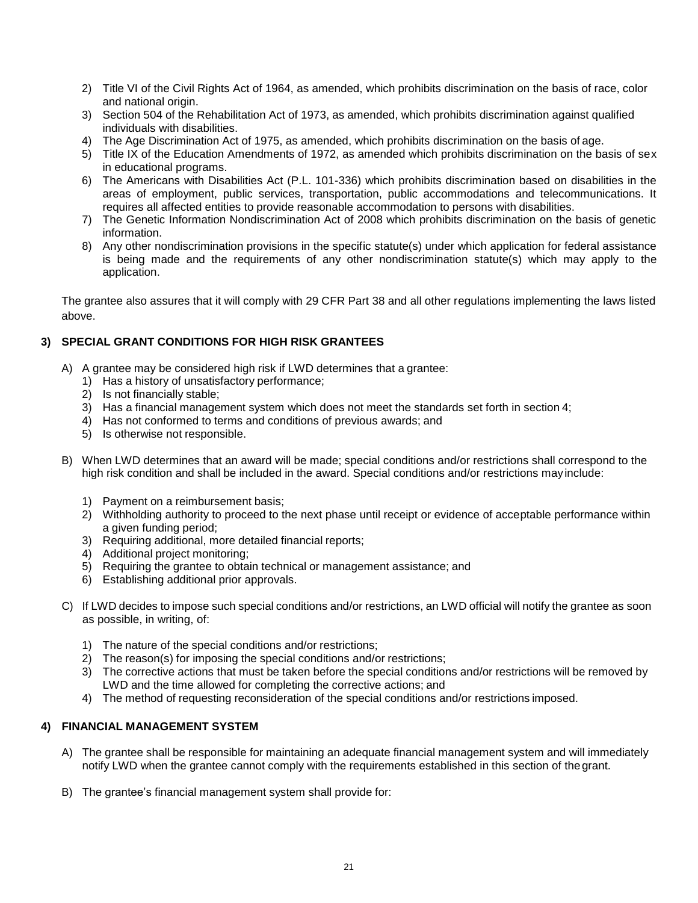2) Title VI of the Civil Rights Act of 1964, as amended, which prohibits discrimination on the basis of race, color and national origin.
3) Section 504 of the Rehabilitation Act of 1973, as amended, which prohibits discrimination against qualified individuals with disabilities.
4) The Age Discrimination Act of 1975, as amended, which prohibits discrimination on the basis of age.
5) Title IX of the Education Amendments of 1972, as amended which prohibits discrimination on the basis of sex in educational programs.
6) The Americans with Disabilities Act (P.L. 101-336) which prohibits discrimination based on disabilities in the areas of employment, public services, transportation, public accommodations and telecommunications. It requires all affected entities to provide reasonable accommodation to persons with disabilities.
7) The Genetic Information Nondiscrimination Act of 2008 which prohibits discrimination on the basis of genetic information.
8) Any other nondiscrimination provisions in the specific statute(s) under which application for federal assistance is being made and the requirements of any other nondiscrimination statute(s) which may apply to the application.

The grantee also assures that it will comply with 29 CFR Part 38 and all other regulations implementing the laws listed above.

### 3) SPECIAL GRANT CONDITIONS FOR HIGH RISK GRANTEES

A) A grantee may be considered high risk if LWD determines that a grantee:
   1) Has a history of unsatisfactory performance;
   2) Is not financially stable;
   3) Has a financial management system which does not meet the standards set forth in section 4;
   4) Has not conformed to terms and conditions of previous awards; and
   5) Is otherwise not responsible.

B) When LWD determines that an award will be made; special conditions and/or restrictions shall correspond to the high risk condition and shall be included in the award. Special conditions and/or restrictions may include:

   1) Payment on a reimbursement basis;
   2) Withholding authority to proceed to the next phase until receipt or evidence of acceptable performance within a given funding period;
   3) Requiring additional, more detailed financial reports;
   4) Additional project monitoring;
   5) Requiring the grantee to obtain technical or management assistance; and
   6) Establishing additional prior approvals.

C) If LWD decides to impose such special conditions and/or restrictions, an LWD official will notify the grantee as soon as possible, in writing, of:

   1) The nature of the special conditions and/or restrictions;
   2) The reason(s) for imposing the special conditions and/or restrictions;
   3) The corrective actions that must be taken before the special conditions and/or restrictions will be removed by LWD and the time allowed for completing the corrective actions; and
   4) The method of requesting reconsideration of the special conditions and/or restrictions imposed.

### 4) FINANCIAL MANAGEMENT SYSTEM

A) The grantee shall be responsible for maintaining an adequate financial management system and will immediately notify LWD when the grantee cannot comply with the requirements established in this section of the grant.

B) The grantee's financial management system shall provide for: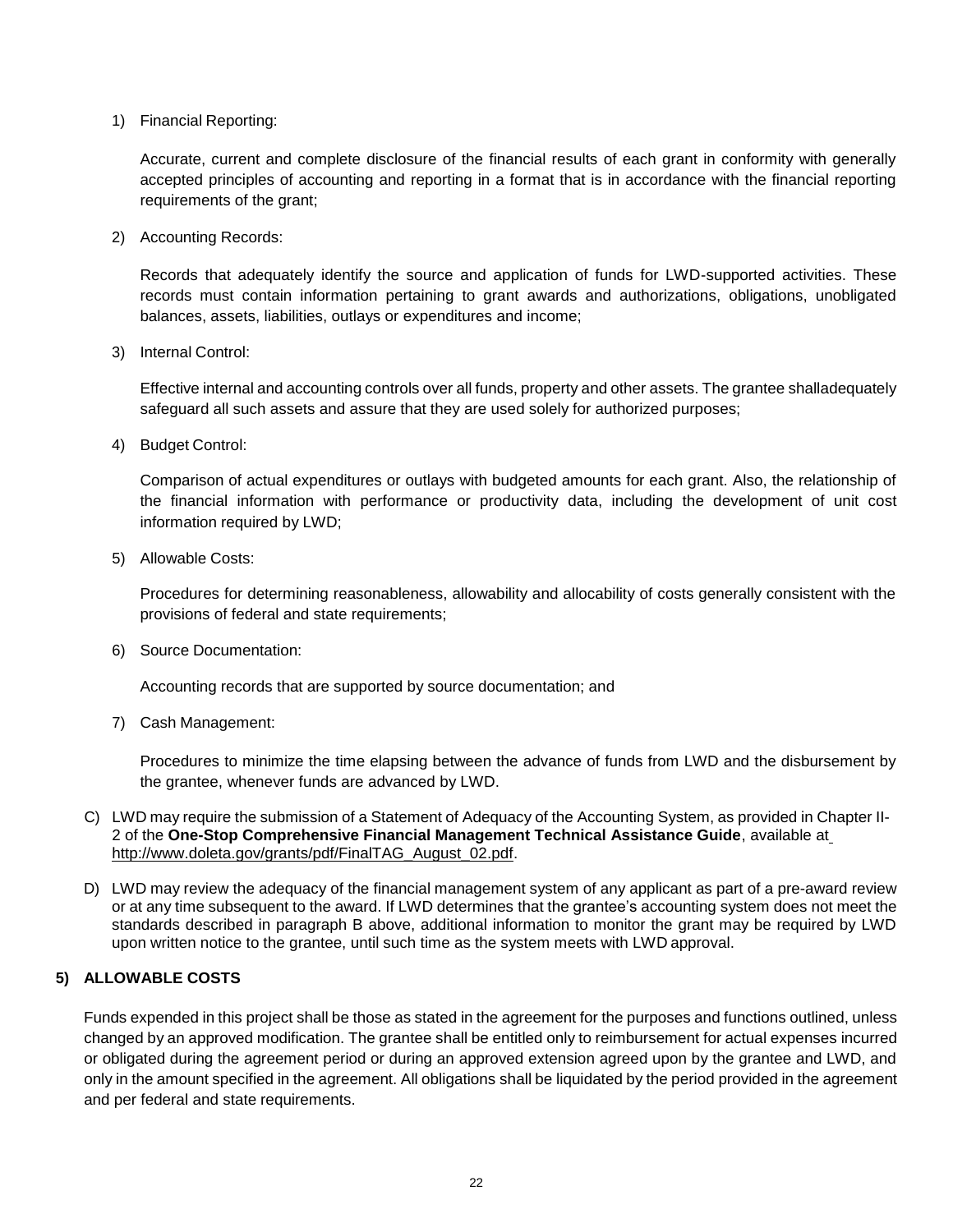1) Financial Reporting:

   Accurate, current and complete disclosure of the financial results of each grant in conformity with generally accepted principles of accounting and reporting in a format that is in accordance with the financial reporting requirements of the grant;

2) Accounting Records:

   Records that adequately identify the source and application of funds for LWD-supported activities. These records must contain information pertaining to grant awards and authorizations, obligations, unobligated balances, assets, liabilities, outlays or expenditures and income;

3) Internal Control:

   Effective internal and accounting controls over all funds, property and other assets. The grantee shalladequately safeguard all such assets and assure that they are used solely for authorized purposes;

4) Budget Control:

   Comparison of actual expenditures or outlays with budgeted amounts for each grant. Also, the relationship of the financial information with performance or productivity data, including the development of unit cost information required by LWD;

5) Allowable Costs:

   Procedures for determining reasonableness, allowability and allocability of costs generally consistent with the provisions of federal and state requirements;

6) Source Documentation:

   Accounting records that are supported by source documentation; and

7) Cash Management:

   Procedures to minimize the time elapsing between the advance of funds from LWD and the disbursement by the grantee, whenever funds are advanced by LWD.

C) LWD may require the submission of a Statement of Adequacy of the Accounting System, as provided in Chapter II-2 of the **One-Stop Comprehensive Financial Management Technical Assistance Guide**, available at http://www.doleta.gov/grants/pdf/FinalTAG_August_02.pdf.

D) LWD may review the adequacy of the financial management system of any applicant as part of a pre-award review or at any time subsequent to the award. If LWD determines that the grantee's accounting system does not meet the standards described in paragraph B above, additional information to monitor the grant may be required by LWD upon written notice to the grantee, until such time as the system meets with LWD approval.

### 5) ALLOWABLE COSTS

Funds expended in this project shall be those as stated in the agreement for the purposes and functions outlined, unless changed by an approved modification. The grantee shall be entitled only to reimbursement for actual expenses incurred or obligated during the agreement period or during an approved extension agreed upon by the grantee and LWD, and only in the amount specified in the agreement. All obligations shall be liquidated by the period provided in the agreement and per federal and state requirements.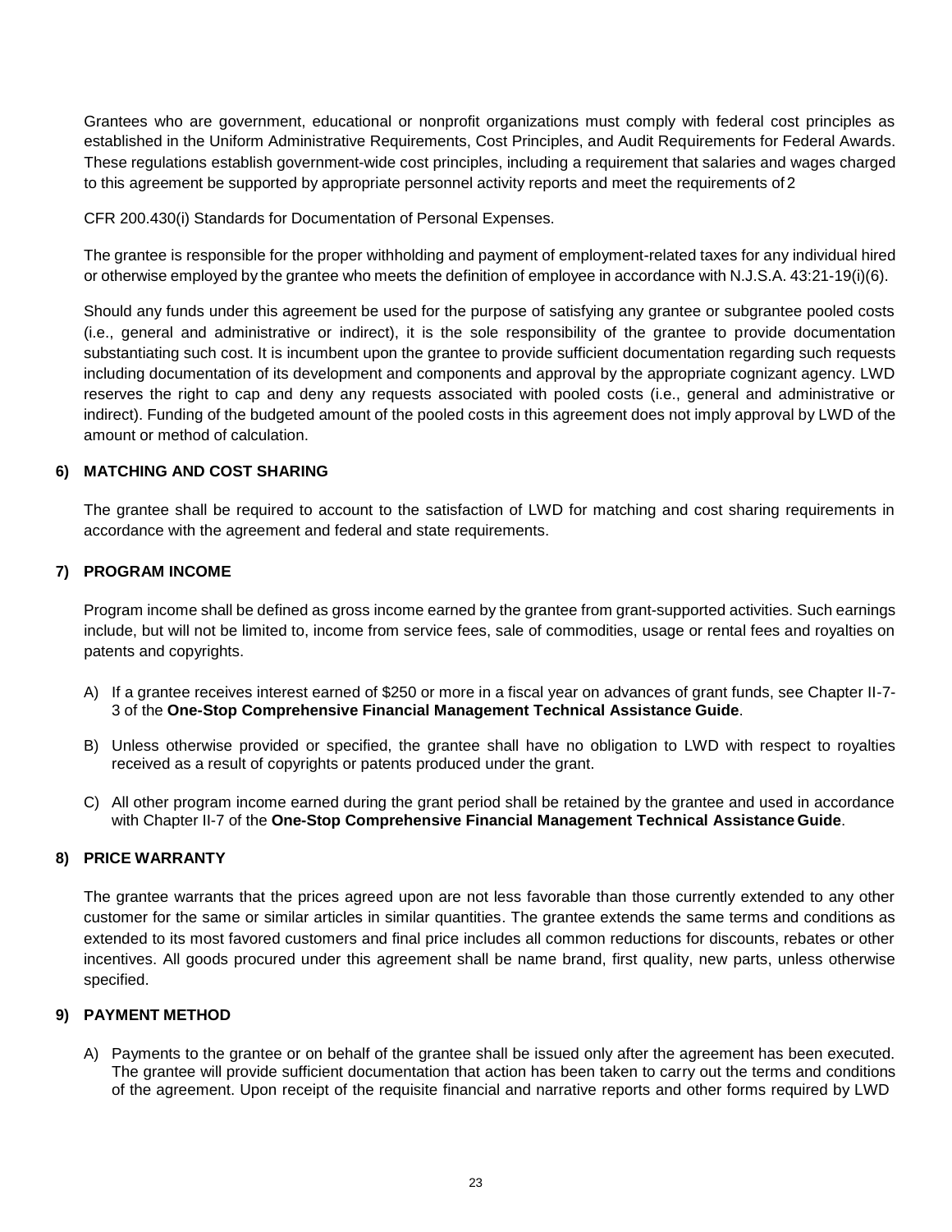Grantees who are government, educational or nonprofit organizations must comply with federal cost principles as established in the Uniform Administrative Requirements, Cost Principles, and Audit Requirements for Federal Awards. These regulations establish government-wide cost principles, including a requirement that salaries and wages charged to this agreement be supported by appropriate personnel activity reports and meet the requirements of 2

CFR 200.430(i) Standards for Documentation of Personal Expenses.

The grantee is responsible for the proper withholding and payment of employment-related taxes for any individual hired or otherwise employed by the grantee who meets the definition of employee in accordance with N.J.S.A. 43:21-19(i)(6).

Should any funds under this agreement be used for the purpose of satisfying any grantee or subgrantee pooled costs (i.e., general and administrative or indirect), it is the sole responsibility of the grantee to provide documentation substantiating such cost. It is incumbent upon the grantee to provide sufficient documentation regarding such requests including documentation of its development and components and approval by the appropriate cognizant agency. LWD reserves the right to cap and deny any requests associated with pooled costs (i.e., general and administrative or indirect). Funding of the budgeted amount of the pooled costs in this agreement does not imply approval by LWD of the amount or method of calculation.

## 6) MATCHING AND COST SHARING

The grantee shall be required to account to the satisfaction of LWD for matching and cost sharing requirements in accordance with the agreement and federal and state requirements.

## 7) PROGRAM INCOME

Program income shall be defined as gross income earned by the grantee from grant-supported activities. Such earnings include, but will not be limited to, income from service fees, sale of commodities, usage or rental fees and royalties on patents and copyrights.

A) If a grantee receives interest earned of $250 or more in a fiscal year on advances of grant funds, see Chapter II-7-3 of the **One-Stop Comprehensive Financial Management Technical Assistance Guide**.

B) Unless otherwise provided or specified, the grantee shall have no obligation to LWD with respect to royalties received as a result of copyrights or patents produced under the grant.

C) All other program income earned during the grant period shall be retained by the grantee and used in accordance with Chapter II-7 of the **One-Stop Comprehensive Financial Management Technical Assistance Guide**.

## 8) PRICE WARRANTY

The grantee warrants that the prices agreed upon are not less favorable than those currently extended to any other customer for the same or similar articles in similar quantities. The grantee extends the same terms and conditions as extended to its most favored customers and final price includes all common reductions for discounts, rebates or other incentives. All goods procured under this agreement shall be name brand, first quality, new parts, unless otherwise specified.

## 9) PAYMENT METHOD

A) Payments to the grantee or on behalf of the grantee shall be issued only after the agreement has been executed. The grantee will provide sufficient documentation that action has been taken to carry out the terms and conditions of the agreement. Upon receipt of the requisite financial and narrative reports and other forms required by LWD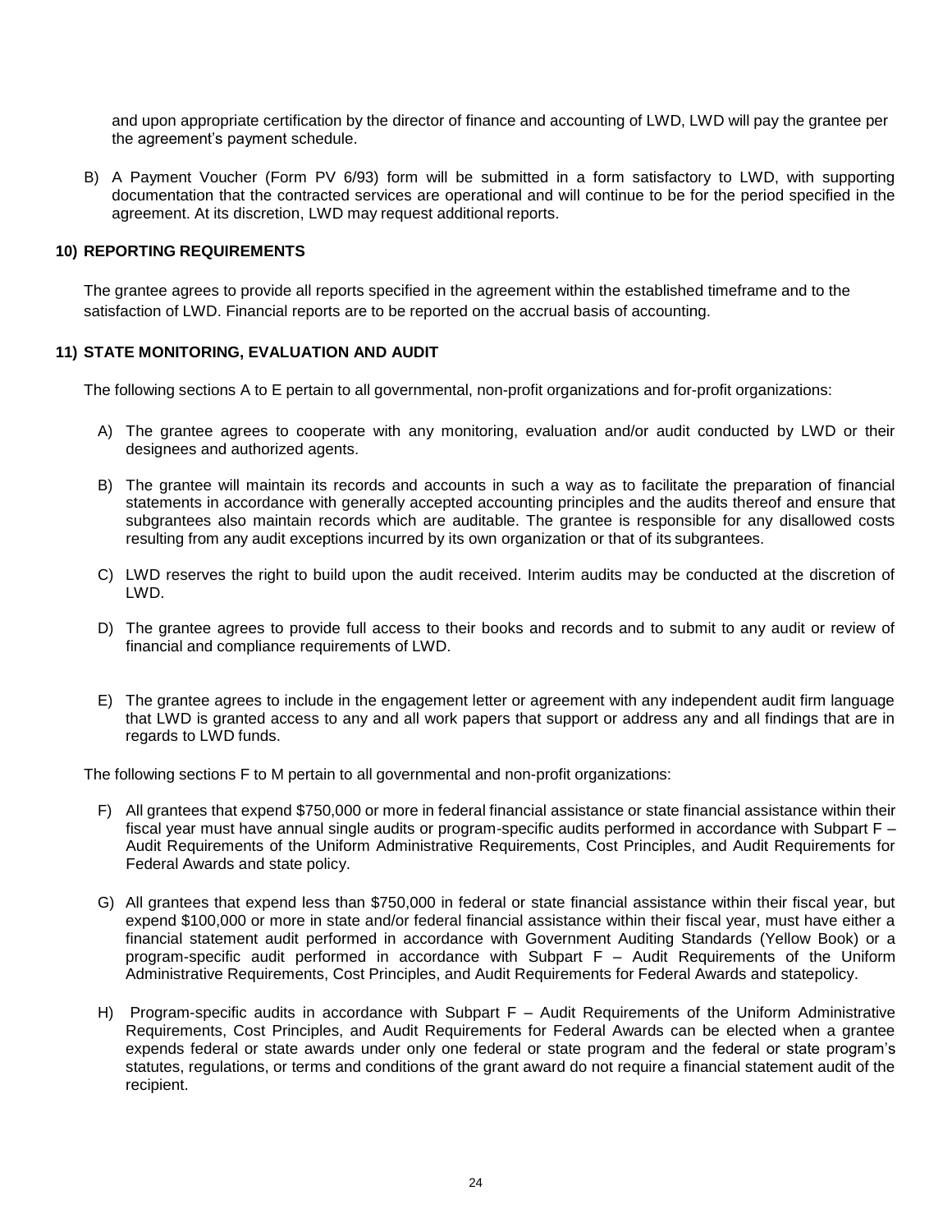and upon appropriate certification by the director of finance and accounting of LWD, LWD will pay the grantee per the agreement's payment schedule.

B) A Payment Voucher (Form PV 6/93) form will be submitted in a form satisfactory to LWD, with supporting documentation that the contracted services are operational and will continue to be for the period specified in the agreement. At its discretion, LWD may request additional reports.

### 10) REPORTING REQUIREMENTS

The grantee agrees to provide all reports specified in the agreement within the established timeframe and to the satisfaction of LWD. Financial reports are to be reported on the accrual basis of accounting.

### 11) STATE MONITORING, EVALUATION AND AUDIT

The following sections A to E pertain to all governmental, non-profit organizations and for-profit organizations:

A) The grantee agrees to cooperate with any monitoring, evaluation and/or audit conducted by LWD or their designees and authorized agents.

B) The grantee will maintain its records and accounts in such a way as to facilitate the preparation of financial statements in accordance with generally accepted accounting principles and the audits thereof and ensure that subgrantees also maintain records which are auditable. The grantee is responsible for any disallowed costs resulting from any audit exceptions incurred by its own organization or that of its subgrantees.

C) LWD reserves the right to build upon the audit received. Interim audits may be conducted at the discretion of LWD.

D) The grantee agrees to provide full access to their books and records and to submit to any audit or review of financial and compliance requirements of LWD.

E) The grantee agrees to include in the engagement letter or agreement with any independent audit firm language that LWD is granted access to any and all work papers that support or address any and all findings that are in regards to LWD funds.

The following sections F to M pertain to all governmental and non-profit organizations:

F) All grantees that expend $750,000 or more in federal financial assistance or state financial assistance within their fiscal year must have annual single audits or program-specific audits performed in accordance with Subpart F – Audit Requirements of the Uniform Administrative Requirements, Cost Principles, and Audit Requirements for Federal Awards and state policy.

G) All grantees that expend less than $750,000 in federal or state financial assistance within their fiscal year, but expend $100,000 or more in state and/or federal financial assistance within their fiscal year, must have either a financial statement audit performed in accordance with Government Auditing Standards (Yellow Book) or a program-specific audit performed in accordance with Subpart F – Audit Requirements of the Uniform Administrative Requirements, Cost Principles, and Audit Requirements for Federal Awards and statepolicy.

H) Program-specific audits in accordance with Subpart F – Audit Requirements of the Uniform Administrative Requirements, Cost Principles, and Audit Requirements for Federal Awards can be elected when a grantee expends federal or state awards under only one federal or state program and the federal or state program's statutes, regulations, or terms and conditions of the grant award do not require a financial statement audit of the recipient.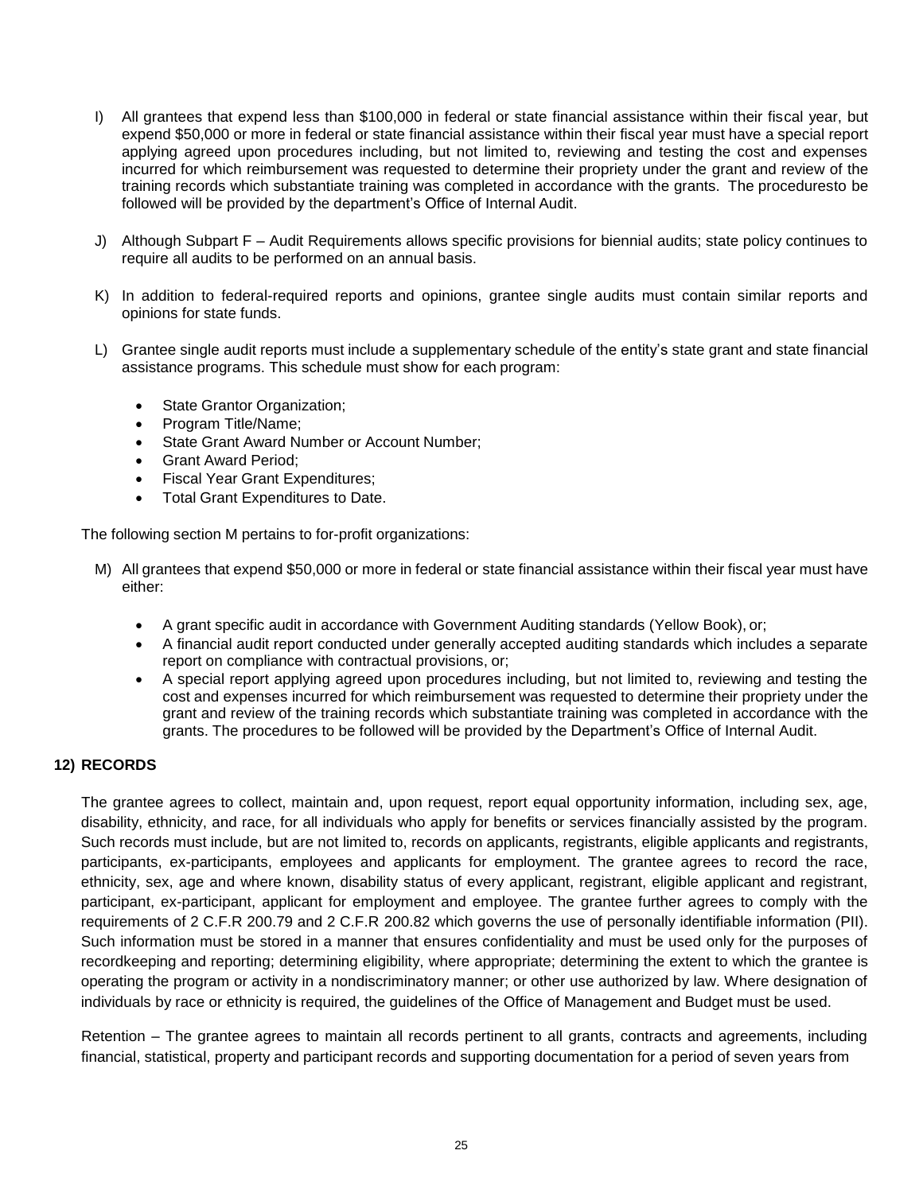I) All grantees that expend less than \$100,000 in federal or state financial assistance within their fiscal year, but expend \$50,000 or more in federal or state financial assistance within their fiscal year must have a special report applying agreed upon procedures including, but not limited to, reviewing and testing the cost and expenses incurred for which reimbursement was requested to determine their propriety under the grant and review of the training records which substantiate training was completed in accordance with the grants. The proceduresto be followed will be provided by the department's Office of Internal Audit.

J) Although Subpart F – Audit Requirements allows specific provisions for biennial audits; state policy continues to require all audits to be performed on an annual basis.

K) In addition to federal-required reports and opinions, grantee single audits must contain similar reports and opinions for state funds.

L) Grantee single audit reports must include a supplementary schedule of the entity's state grant and state financial assistance programs. This schedule must show for each program:

- State Grantor Organization;
- Program Title/Name;
- State Grant Award Number or Account Number;
- Grant Award Period;
- Fiscal Year Grant Expenditures;
- Total Grant Expenditures to Date.

The following section M pertains to for-profit organizations:

M) All grantees that expend \$50,000 or more in federal or state financial assistance within their fiscal year must have either:

- A grant specific audit in accordance with Government Auditing standards (Yellow Book), or;
- A financial audit report conducted under generally accepted auditing standards which includes a separate report on compliance with contractual provisions, or;
- A special report applying agreed upon procedures including, but not limited to, reviewing and testing the cost and expenses incurred for which reimbursement was requested to determine their propriety under the grant and review of the training records which substantiate training was completed in accordance with the grants. The procedures to be followed will be provided by the Department's Office of Internal Audit.

## 12) RECORDS

The grantee agrees to collect, maintain and, upon request, report equal opportunity information, including sex, age, disability, ethnicity, and race, for all individuals who apply for benefits or services financially assisted by the program. Such records must include, but are not limited to, records on applicants, registrants, eligible applicants and registrants, participants, ex-participants, employees and applicants for employment. The grantee agrees to record the race, ethnicity, sex, age and where known, disability status of every applicant, registrant, eligible applicant and registrant, participant, ex-participant, applicant for employment and employee. The grantee further agrees to comply with the requirements of 2 C.F.R 200.79 and 2 C.F.R 200.82 which governs the use of personally identifiable information (PII). Such information must be stored in a manner that ensures confidentiality and must be used only for the purposes of recordkeeping and reporting; determining eligibility, where appropriate; determining the extent to which the grantee is operating the program or activity in a nondiscriminatory manner; or other use authorized by law. Where designation of individuals by race or ethnicity is required, the guidelines of the Office of Management and Budget must be used.

Retention – The grantee agrees to maintain all records pertinent to all grants, contracts and agreements, including financial, statistical, property and participant records and supporting documentation for a period of seven years from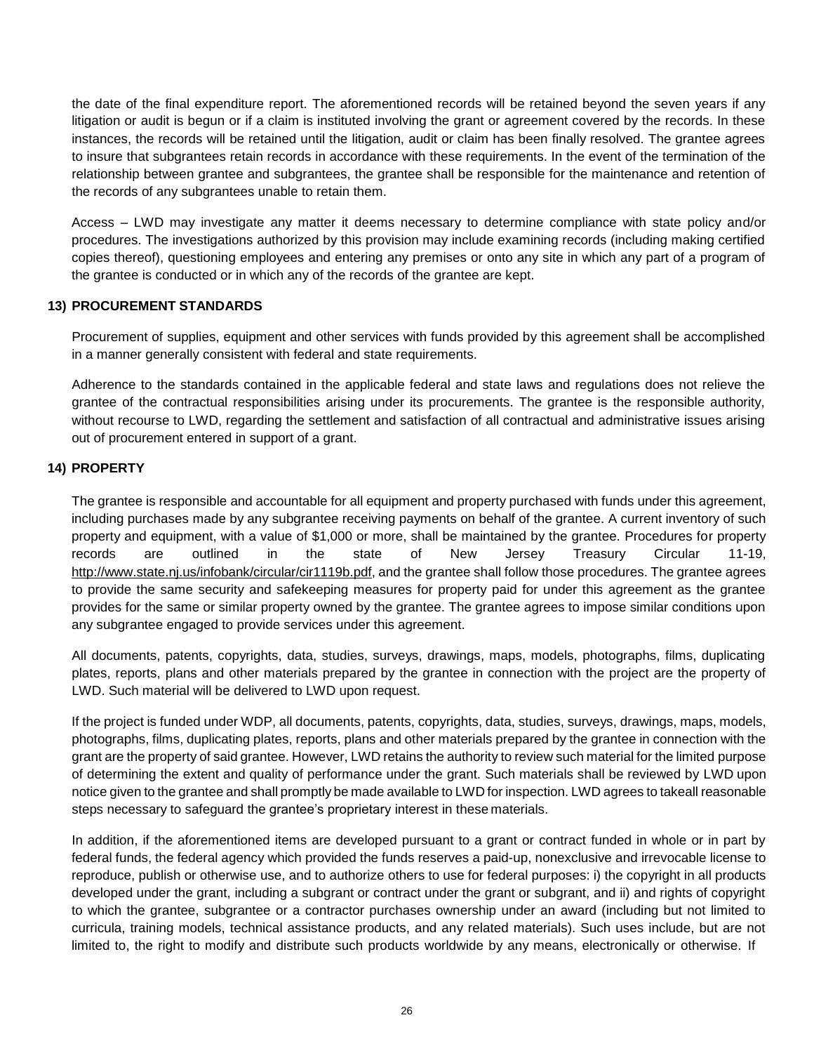the date of the final expenditure report. The aforementioned records will be retained beyond the seven years if any litigation or audit is begun or if a claim is instituted involving the grant or agreement covered by the records. In these instances, the records will be retained until the litigation, audit or claim has been finally resolved. The grantee agrees to insure that subgrantees retain records in accordance with these requirements. In the event of the termination of the relationship between grantee and subgrantees, the grantee shall be responsible for the maintenance and retention of the records of any subgrantees unable to retain them.

Access – LWD may investigate any matter it deems necessary to determine compliance with state policy and/or procedures. The investigations authorized by this provision may include examining records (including making certified copies thereof), questioning employees and entering any premises or onto any site in which any part of a program of the grantee is conducted or in which any of the records of the grantee are kept.

**13) PROCUREMENT STANDARDS**

Procurement of supplies, equipment and other services with funds provided by this agreement shall be accomplished in a manner generally consistent with federal and state requirements.

Adherence to the standards contained in the applicable federal and state laws and regulations does not relieve the grantee of the contractual responsibilities arising under its procurements. The grantee is the responsible authority, without recourse to LWD, regarding the settlement and satisfaction of all contractual and administrative issues arising out of procurement entered in support of a grant.

**14) PROPERTY**

The grantee is responsible and accountable for all equipment and property purchased with funds under this agreement, including purchases made by any subgrantee receiving payments on behalf of the grantee. A current inventory of such property and equipment, with a value of $1,000 or more, shall be maintained by the grantee. Procedures for property records are outlined in the state of New Jersey Treasury Circular 11-19, http://www.state.nj.us/infobank/circular/cir1119b.pdf, and the grantee shall follow those procedures. The grantee agrees to provide the same security and safekeeping measures for property paid for under this agreement as the grantee provides for the same or similar property owned by the grantee. The grantee agrees to impose similar conditions upon any subgrantee engaged to provide services under this agreement.

All documents, patents, copyrights, data, studies, surveys, drawings, maps, models, photographs, films, duplicating plates, reports, plans and other materials prepared by the grantee in connection with the project are the property of LWD. Such material will be delivered to LWD upon request.

If the project is funded under WDP, all documents, patents, copyrights, data, studies, surveys, drawings, maps, models, photographs, films, duplicating plates, reports, plans and other materials prepared by the grantee in connection with the grant are the property of said grantee. However, LWD retains the authority to review such material for the limited purpose of determining the extent and quality of performance under the grant. Such materials shall be reviewed by LWD upon notice given to the grantee and shall promptly be made available to LWD for inspection. LWD agrees to takeall reasonable steps necessary to safeguard the grantee's proprietary interest in these materials.

In addition, if the aforementioned items are developed pursuant to a grant or contract funded in whole or in part by federal funds, the federal agency which provided the funds reserves a paid-up, nonexclusive and irrevocable license to reproduce, publish or otherwise use, and to authorize others to use for federal purposes: i) the copyright in all products developed under the grant, including a subgrant or contract under the grant or subgrant, and ii) and rights of copyright to which the grantee, subgrantee or a contractor purchases ownership under an award (including but not limited to curricula, training models, technical assistance products, and any related materials). Such uses include, but are not limited to, the right to modify and distribute such products worldwide by any means, electronically or otherwise. If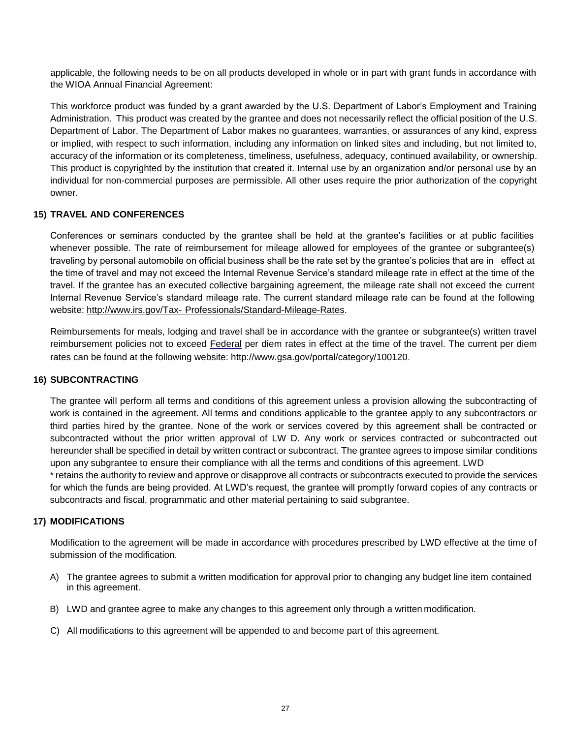applicable, the following needs to be on all products developed in whole or in part with grant funds in accordance with the WIOA Annual Financial Agreement:

This workforce product was funded by a grant awarded by the U.S. Department of Labor's Employment and Training Administration. This product was created by the grantee and does not necessarily reflect the official position of the U.S. Department of Labor. The Department of Labor makes no guarantees, warranties, or assurances of any kind, express or implied, with respect to such information, including any information on linked sites and including, but not limited to, accuracy of the information or its completeness, timeliness, usefulness, adequacy, continued availability, or ownership. This product is copyrighted by the institution that created it. Internal use by an organization and/or personal use by an individual for non-commercial purposes are permissible. All other uses require the prior authorization of the copyright owner.

### 15) TRAVEL AND CONFERENCES

Conferences or seminars conducted by the grantee shall be held at the grantee's facilities or at public facilities whenever possible. The rate of reimbursement for mileage allowed for employees of the grantee or subgrantee(s) traveling by personal automobile on official business shall be the rate set by the grantee's policies that are in effect at the time of travel and may not exceed the Internal Revenue Service's standard mileage rate in effect at the time of the travel. If the grantee has an executed collective bargaining agreement, the mileage rate shall not exceed the current Internal Revenue Service's standard mileage rate. The current standard mileage rate can be found at the following website: http://www.irs.gov/Tax- Professionals/Standard-Mileage-Rates.

Reimbursements for meals, lodging and travel shall be in accordance with the grantee or subgrantee(s) written travel reimbursement policies not to exceed Federal per diem rates in effect at the time of the travel. The current per diem rates can be found at the following website: http://www.gsa.gov/portal/category/100120.

### 16) SUBCONTRACTING

The grantee will perform all terms and conditions of this agreement unless a provision allowing the subcontracting of work is contained in the agreement. All terms and conditions applicable to the grantee apply to any subcontractors or third parties hired by the grantee. None of the work or services covered by this agreement shall be contracted or subcontracted without the prior written approval of LW D. Any work or services contracted or subcontracted out hereunder shall be specified in detail by written contract or subcontract. The grantee agrees to impose similar conditions upon any subgrantee to ensure their compliance with all the terms and conditions of this agreement. LWD
* retains the authority to review and approve or disapprove all contracts or subcontracts executed to provide the services for which the funds are being provided. At LWD's request, the grantee will promptly forward copies of any contracts or subcontracts and fiscal, programmatic and other material pertaining to said subgrantee.

### 17) MODIFICATIONS

Modification to the agreement will be made in accordance with procedures prescribed by LWD effective at the time of submission of the modification.

A) The grantee agrees to submit a written modification for approval prior to changing any budget line item contained in this agreement.

B) LWD and grantee agree to make any changes to this agreement only through a written modification.

C) All modifications to this agreement will be appended to and become part of this agreement.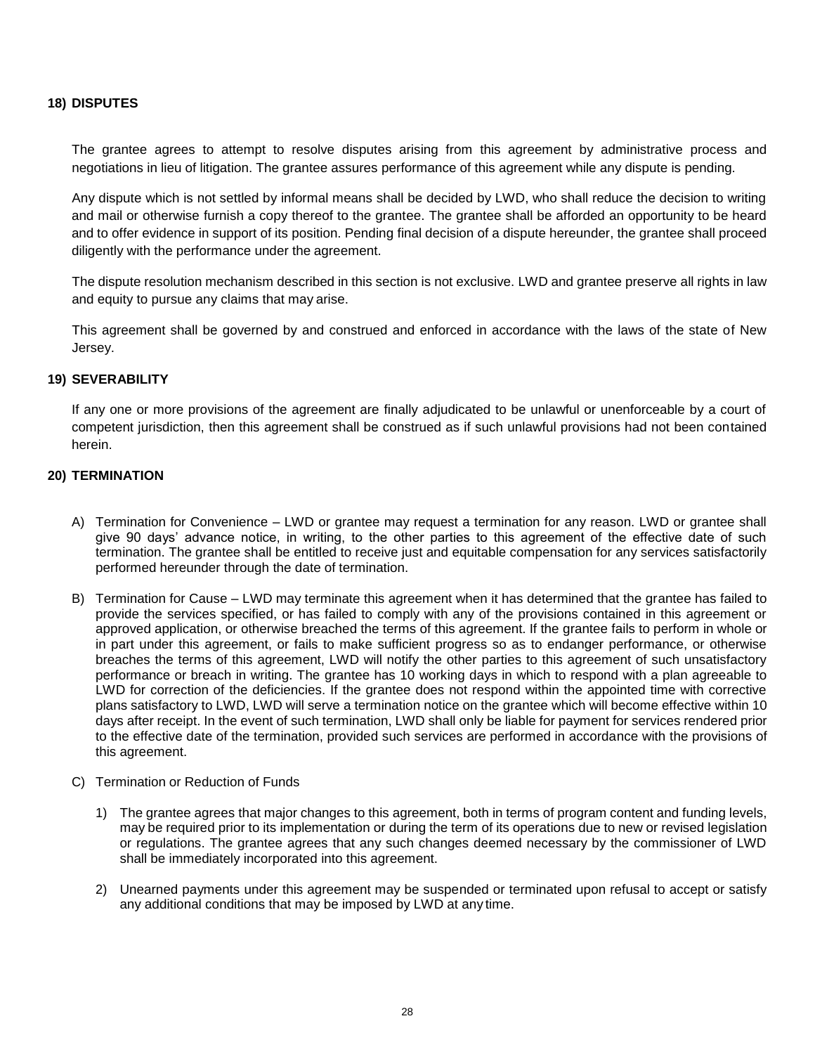**18) DISPUTES**

The grantee agrees to attempt to resolve disputes arising from this agreement by administrative process and negotiations in lieu of litigation. The grantee assures performance of this agreement while any dispute is pending.

Any dispute which is not settled by informal means shall be decided by LWD, who shall reduce the decision to writing and mail or otherwise furnish a copy thereof to the grantee. The grantee shall be afforded an opportunity to be heard and to offer evidence in support of its position. Pending final decision of a dispute hereunder, the grantee shall proceed diligently with the performance under the agreement.

The dispute resolution mechanism described in this section is not exclusive. LWD and grantee preserve all rights in law and equity to pursue any claims that may arise.

This agreement shall be governed by and construed and enforced in accordance with the laws of the state of New Jersey.

**19) SEVERABILITY**

If any one or more provisions of the agreement are finally adjudicated to be unlawful or unenforceable by a court of competent jurisdiction, then this agreement shall be construed as if such unlawful provisions had not been contained herein.

**20) TERMINATION**

A) Termination for Convenience – LWD or grantee may request a termination for any reason. LWD or grantee shall give 90 days' advance notice, in writing, to the other parties to this agreement of the effective date of such termination. The grantee shall be entitled to receive just and equitable compensation for any services satisfactorily performed hereunder through the date of termination.

B) Termination for Cause – LWD may terminate this agreement when it has determined that the grantee has failed to provide the services specified, or has failed to comply with any of the provisions contained in this agreement or approved application, or otherwise breached the terms of this agreement. If the grantee fails to perform in whole or in part under this agreement, or fails to make sufficient progress so as to endanger performance, or otherwise breaches the terms of this agreement, LWD will notify the other parties to this agreement of such unsatisfactory performance or breach in writing. The grantee has 10 working days in which to respond with a plan agreeable to LWD for correction of the deficiencies. If the grantee does not respond within the appointed time with corrective plans satisfactory to LWD, LWD will serve a termination notice on the grantee which will become effective within 10 days after receipt. In the event of such termination, LWD shall only be liable for payment for services rendered prior to the effective date of the termination, provided such services are performed in accordance with the provisions of this agreement.

C) Termination or Reduction of Funds

1) The grantee agrees that major changes to this agreement, both in terms of program content and funding levels, may be required prior to its implementation or during the term of its operations due to new or revised legislation or regulations. The grantee agrees that any such changes deemed necessary by the commissioner of LWD shall be immediately incorporated into this agreement.

2) Unearned payments under this agreement may be suspended or terminated upon refusal to accept or satisfy any additional conditions that may be imposed by LWD at any time.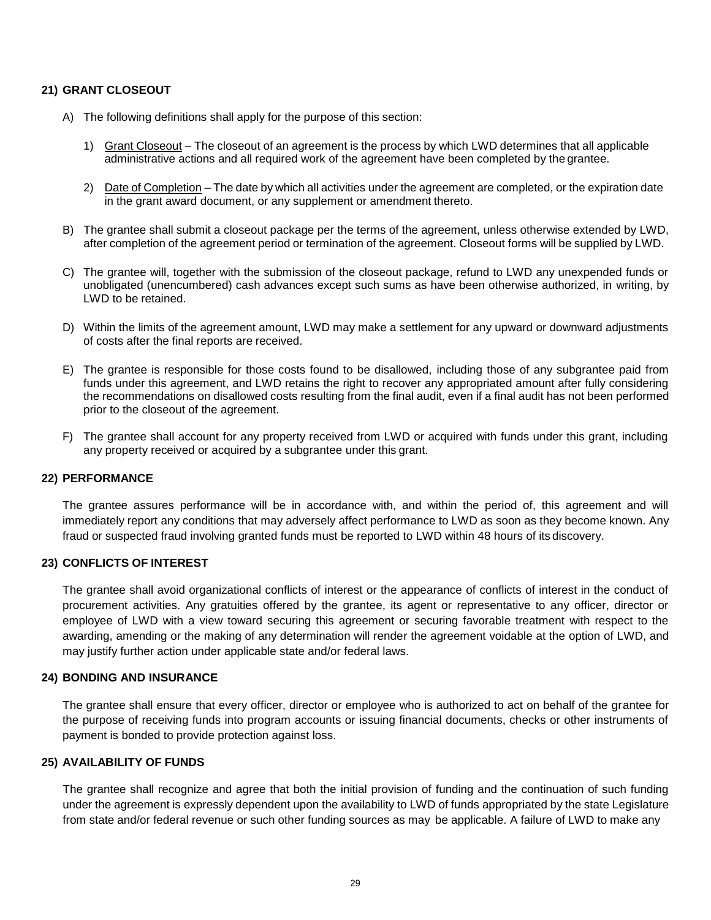### 21) GRANT CLOSEOUT

A) The following definitions shall apply for the purpose of this section:

   1) Grant Closeout – The closeout of an agreement is the process by which LWD determines that all applicable administrative actions and all required work of the agreement have been completed by the grantee.

   2) Date of Completion – The date by which all activities under the agreement are completed, or the expiration date in the grant award document, or any supplement or amendment thereto.

B) The grantee shall submit a closeout package per the terms of the agreement, unless otherwise extended by LWD, after completion of the agreement period or termination of the agreement. Closeout forms will be supplied by LWD.

C) The grantee will, together with the submission of the closeout package, refund to LWD any unexpended funds or unobligated (unencumbered) cash advances except such sums as have been otherwise authorized, in writing, by LWD to be retained.

D) Within the limits of the agreement amount, LWD may make a settlement for any upward or downward adjustments of costs after the final reports are received.

E) The grantee is responsible for those costs found to be disallowed, including those of any subgrantee paid from funds under this agreement, and LWD retains the right to recover any appropriated amount after fully considering the recommendations on disallowed costs resulting from the final audit, even if a final audit has not been performed prior to the closeout of the agreement.

F) The grantee shall account for any property received from LWD or acquired with funds under this grant, including any property received or acquired by a subgrantee under this grant.

### 22) PERFORMANCE

The grantee assures performance will be in accordance with, and within the period of, this agreement and will immediately report any conditions that may adversely affect performance to LWD as soon as they become known. Any fraud or suspected fraud involving granted funds must be reported to LWD within 48 hours of its discovery.

### 23) CONFLICTS OF INTEREST

The grantee shall avoid organizational conflicts of interest or the appearance of conflicts of interest in the conduct of procurement activities. Any gratuities offered by the grantee, its agent or representative to any officer, director or employee of LWD with a view toward securing this agreement or securing favorable treatment with respect to the awarding, amending or the making of any determination will render the agreement voidable at the option of LWD, and may justify further action under applicable state and/or federal laws.

### 24) BONDING AND INSURANCE

The grantee shall ensure that every officer, director or employee who is authorized to act on behalf of the grantee for the purpose of receiving funds into program accounts or issuing financial documents, checks or other instruments of payment is bonded to provide protection against loss.

### 25) AVAILABILITY OF FUNDS

The grantee shall recognize and agree that both the initial provision of funding and the continuation of such funding under the agreement is expressly dependent upon the availability to LWD of funds appropriated by the state Legislature from state and/or federal revenue or such other funding sources as may be applicable. A failure of LWD to make any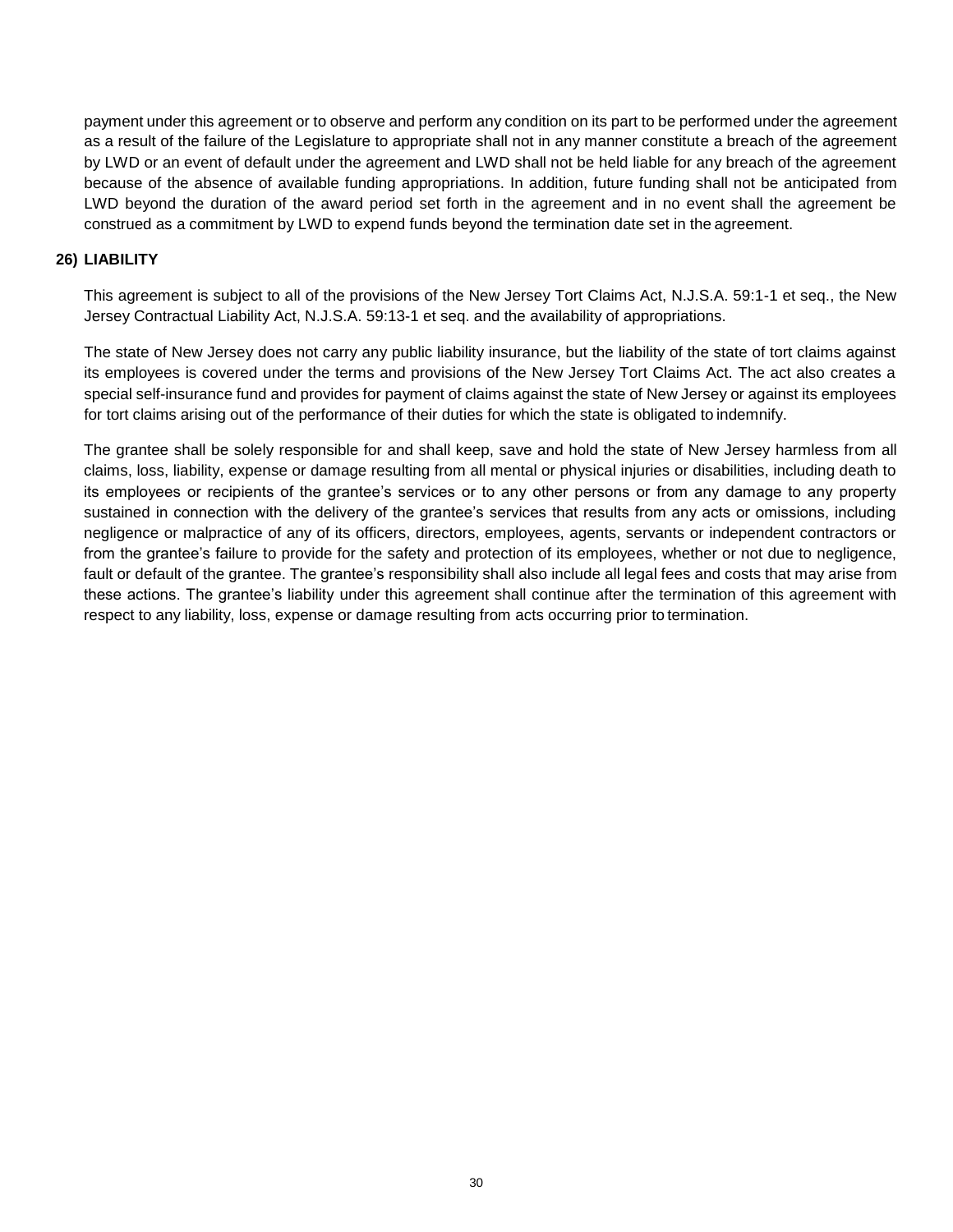payment under this agreement or to observe and perform any condition on its part to be performed under the agreement as a result of the failure of the Legislature to appropriate shall not in any manner constitute a breach of the agreement by LWD or an event of default under the agreement and LWD shall not be held liable for any breach of the agreement because of the absence of available funding appropriations. In addition, future funding shall not be anticipated from LWD beyond the duration of the award period set forth in the agreement and in no event shall the agreement be construed as a commitment by LWD to expend funds beyond the termination date set in the agreement.

**26) LIABILITY**

This agreement is subject to all of the provisions of the New Jersey Tort Claims Act, N.J.S.A. 59:1-1 et seq., the New Jersey Contractual Liability Act, N.J.S.A. 59:13-1 et seq. and the availability of appropriations.

The state of New Jersey does not carry any public liability insurance, but the liability of the state of tort claims against its employees is covered under the terms and provisions of the New Jersey Tort Claims Act. The act also creates a special self-insurance fund and provides for payment of claims against the state of New Jersey or against its employees for tort claims arising out of the performance of their duties for which the state is obligated to indemnify.

The grantee shall be solely responsible for and shall keep, save and hold the state of New Jersey harmless from all claims, loss, liability, expense or damage resulting from all mental or physical injuries or disabilities, including death to its employees or recipients of the grantee's services or to any other persons or from any damage to any property sustained in connection with the delivery of the grantee's services that results from any acts or omissions, including negligence or malpractice of any of its officers, directors, employees, agents, servants or independent contractors or from the grantee's failure to provide for the safety and protection of its employees, whether or not due to negligence, fault or default of the grantee. The grantee's responsibility shall also include all legal fees and costs that may arise from these actions. The grantee's liability under this agreement shall continue after the termination of this agreement with respect to any liability, loss, expense or damage resulting from acts occurring prior to termination.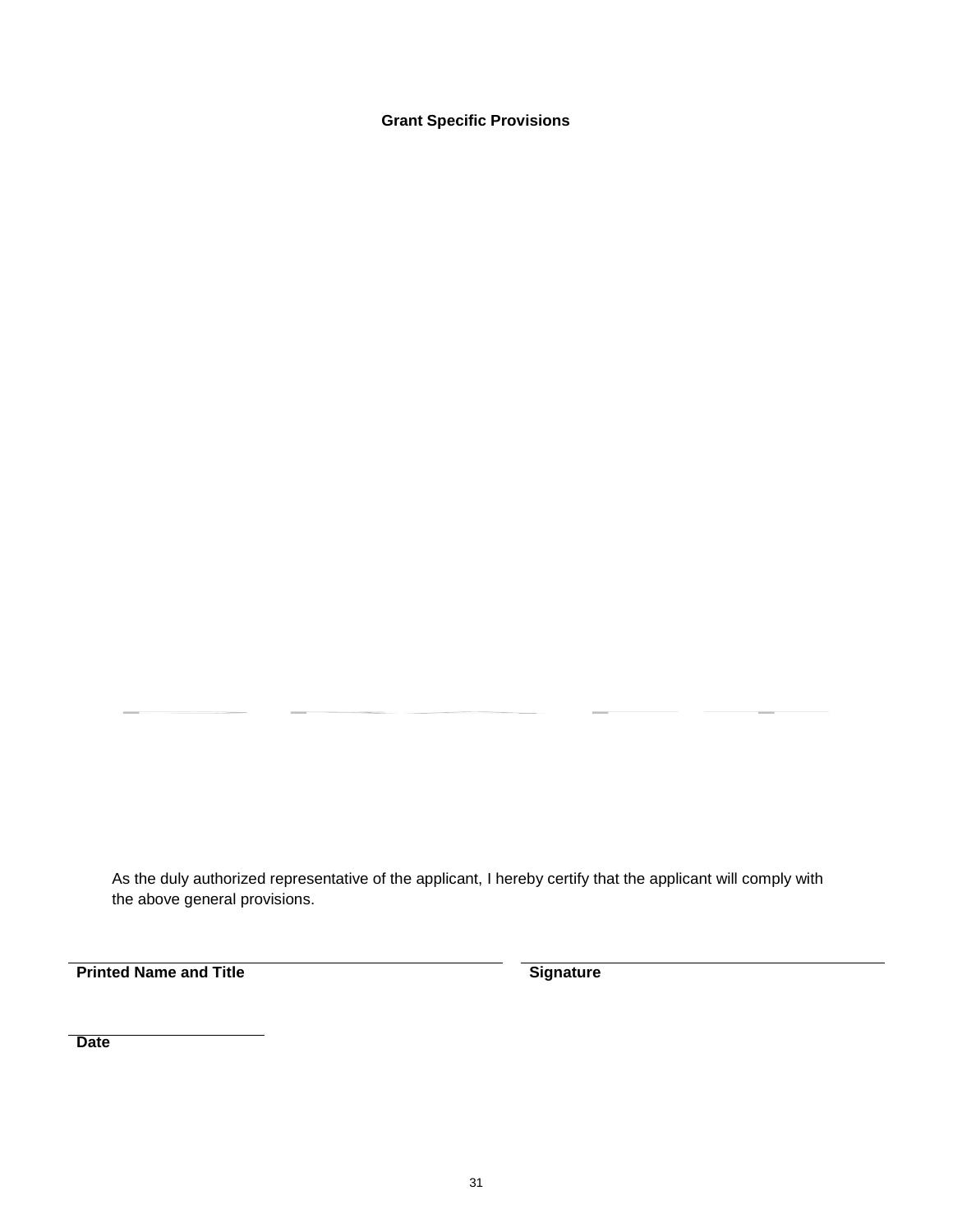**Grant Specific Provisions**

As the duly authorized representative of the applicant, I hereby certify that the applicant will comply with the above general provisions.

**Printed Name and Title**

**Signature**

**Date**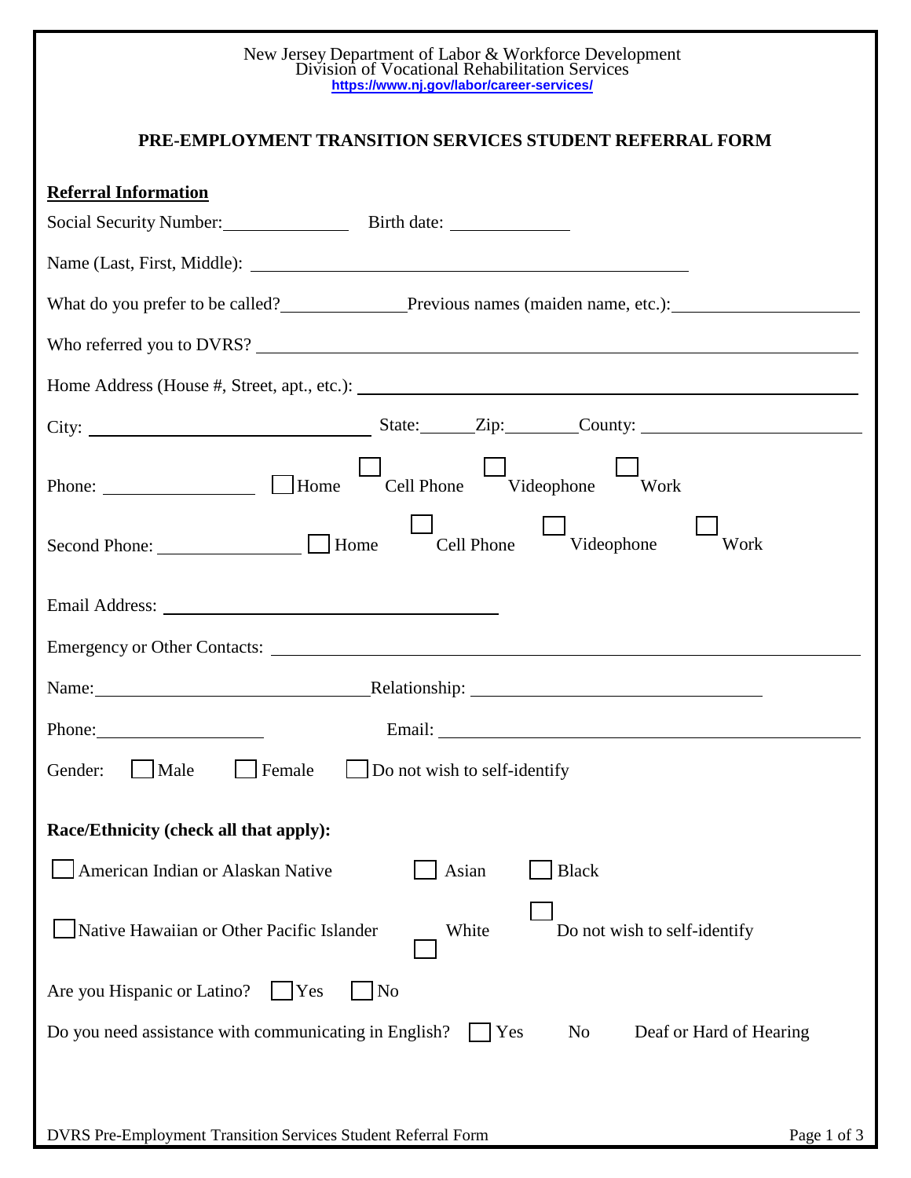New Jersey Department of Labor & Workforce Development
Division of Vocational Rehabilitation Services
https://www.nj.gov/labor/career-services/

## PRE-EMPLOYMENT TRANSITION SERVICES STUDENT REFERRAL FORM

**Referral Information**

Social Security Number: ______________ Birth date: ____________

Name (Last, First, Middle): ____________________________________________

What do you prefer to be called? ______________ Previous names (maiden name, etc.): ____________________

Who referred you to DVRS? ____________________________________________

Home Address (House #, Street, apt., etc.): ____________________________________________

City: ____________________ State: ______ Zip: ________ County: ____________________

Phone: ______________ ☐ Home ☐ Cell Phone ☐ Videophone ☐ Work

Second Phone: ______________ ☐ Home ☐ Cell Phone ☐ Videophone ☐ Work

Email Address: ______________________________

Emergency or Other Contacts: ____________________________________________

Name: __________________________ Relationship: ______________________________

Phone: ________________ Email: ______________________________

Gender: ☐ Male ☐ Female ☐ Do not wish to self-identify

**Race/Ethnicity (check all that apply):**

☐ American Indian or Alaskan Native ☐ Asian ☐ Black

☐ Native Hawaiian or Other Pacific Islander ☐ White ☐ Do not wish to self-identify

Are you Hispanic or Latino? ☐ Yes ☐ No

Do you need assistance with communicating in English? ☐ Yes No Deaf or Hard of Hearing

DVRS Pre-Employment Transition Services Student Referral Form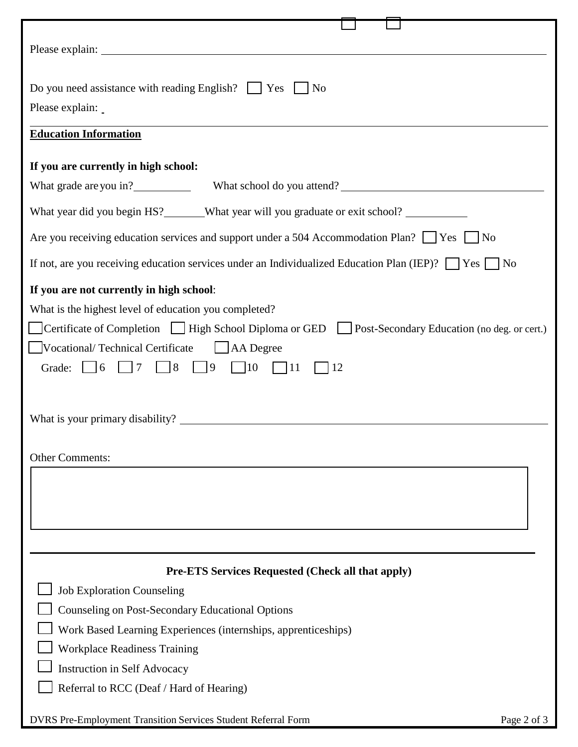Please explain: ______________________________________________________________

Do you need assistance with reading English? ☐ Yes ☐ No

Please explain: _

**Education Information**

**If you are currently in high school:**

What grade are you in? __________ What school do you attend? ______________________________

What year did you begin HS? _______ What year will you graduate or exit school? __________

Are you receiving education services and support under a 504 Accommodation Plan? ☐ Yes ☐ No

If not, are you receiving education services under an Individualized Education Plan (IEP)? ☐ Yes ☐ No

**If you are not currently in high school**:

What is the highest level of education you completed?

☐ Certificate of Completion ☐ High School Diploma or GED ☐ Post-Secondary Education (no deg. or cert.)

☐ Vocational/ Technical Certificate ☐ AA Degree

Grade: ☐ 6 ☐ 7 ☐ 8 ☐ 9 ☐ 10 ☐ 11 ☐ 12

What is your primary disability? ______________________________________________________

Other Comments:

| |
|---|
| |

**Pre-ETS Services Requested (Check all that apply)**

☐ Job Exploration Counseling

☐ Counseling on Post-Secondary Educational Options

☐ Work Based Learning Experiences (internships, apprenticeships)

☐ Workplace Readiness Training

☐ Instruction in Self Advocacy

☐ Referral to RCC (Deaf / Hard of Hearing)

DVRS Pre-Employment Transition Services Student Referral Form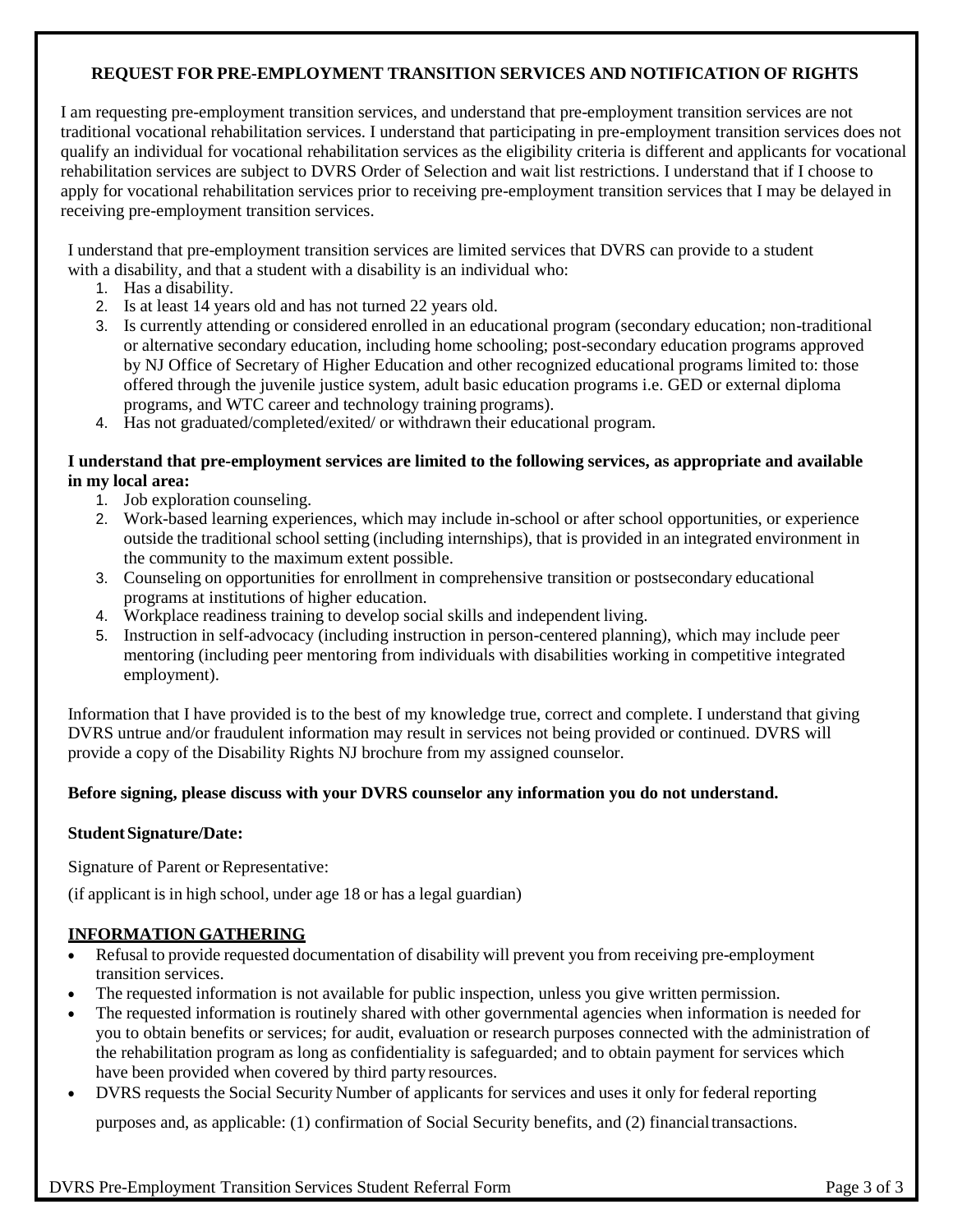## REQUEST FOR PRE-EMPLOYMENT TRANSITION SERVICES AND NOTIFICATION OF RIGHTS

I am requesting pre-employment transition services, and understand that pre-employment transition services are not traditional vocational rehabilitation services. I understand that participating in pre-employment transition services does not qualify an individual for vocational rehabilitation services as the eligibility criteria is different and applicants for vocational rehabilitation services are subject to DVRS Order of Selection and wait list restrictions. I understand that if I choose to apply for vocational rehabilitation services prior to receiving pre-employment transition services that I may be delayed in receiving pre-employment transition services.

I understand that pre-employment transition services are limited services that DVRS can provide to a student with a disability, and that a student with a disability is an individual who:

1. Has a disability.
2. Is at least 14 years old and has not turned 22 years old.
3. Is currently attending or considered enrolled in an educational program (secondary education; non-traditional or alternative secondary education, including home schooling; post-secondary education programs approved by NJ Office of Secretary of Higher Education and other recognized educational programs limited to: those offered through the juvenile justice system, adult basic education programs i.e. GED or external diploma programs, and WTC career and technology training programs).
4. Has not graduated/completed/exited/ or withdrawn their educational program.

**I understand that pre-employment services are limited to the following services, as appropriate and available in my local area:**

1. Job exploration counseling.
2. Work-based learning experiences, which may include in-school or after school opportunities, or experience outside the traditional school setting (including internships), that is provided in an integrated environment in the community to the maximum extent possible.
3. Counseling on opportunities for enrollment in comprehensive transition or postsecondary educational programs at institutions of higher education.
4. Workplace readiness training to develop social skills and independent living.
5. Instruction in self-advocacy (including instruction in person-centered planning), which may include peer mentoring (including peer mentoring from individuals with disabilities working in competitive integrated employment).

Information that I have provided is to the best of my knowledge true, correct and complete. I understand that giving DVRS untrue and/or fraudulent information may result in services not being provided or continued. DVRS will provide a copy of the Disability Rights NJ brochure from my assigned counselor.

**Before signing, please discuss with your DVRS counselor any information you do not understand.**

**Student Signature/Date:**

Signature of Parent or Representative:

(if applicant is in high school, under age 18 or has a legal guardian)

### INFORMATION GATHERING

- Refusal to provide requested documentation of disability will prevent you from receiving pre-employment transition services.
- The requested information is not available for public inspection, unless you give written permission.
- The requested information is routinely shared with other governmental agencies when information is needed for you to obtain benefits or services; for audit, evaluation or research purposes connected with the administration of the rehabilitation program as long as confidentiality is safeguarded; and to obtain payment for services which have been provided when covered by third party resources.
- DVRS requests the Social Security Number of applicants for services and uses it only for federal reporting purposes and, as applicable: (1) confirmation of Social Security benefits, and (2) financial transactions.